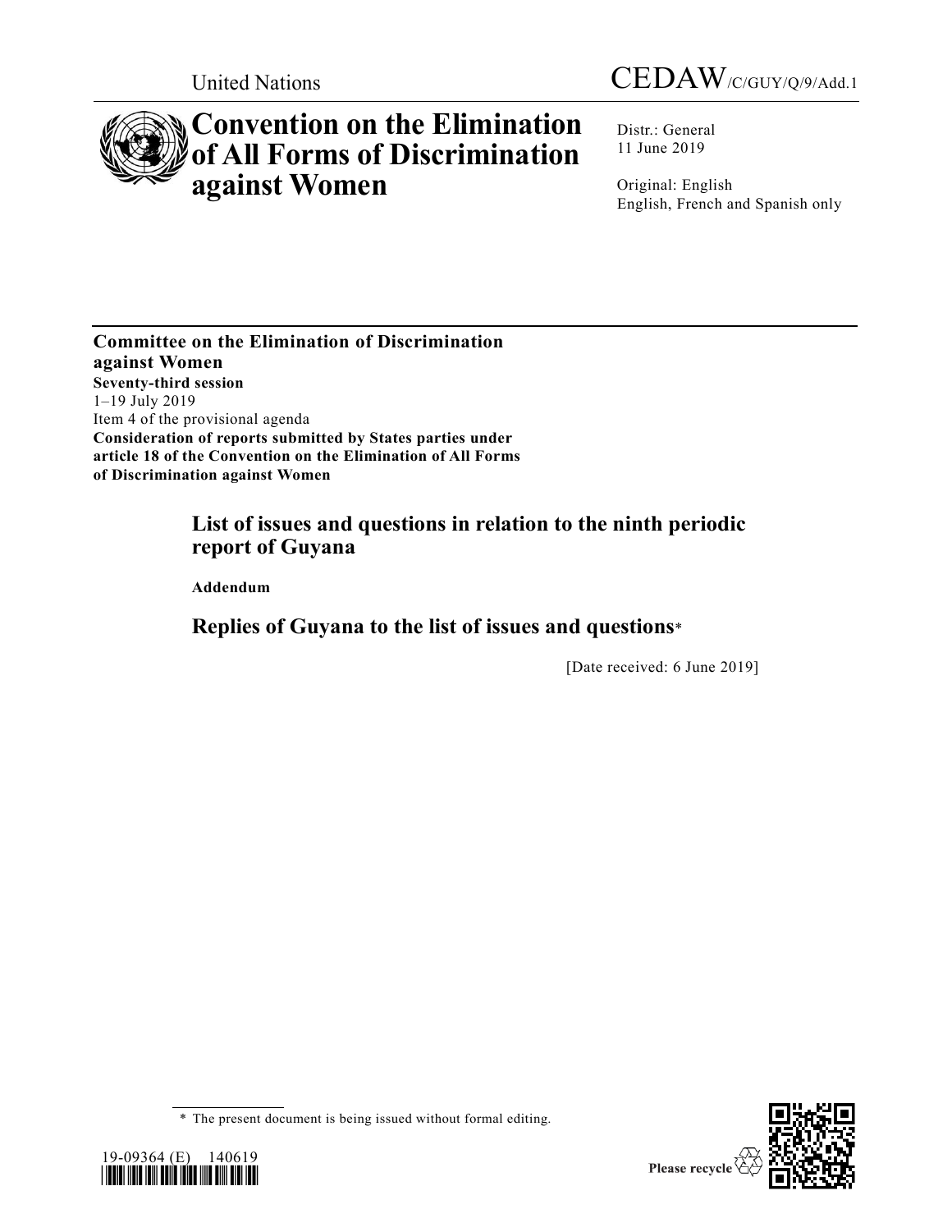United Nations

CEDAW/C/GUY/Q/9/Add.1

# Convention on the Elimination of All Forms of Discrimination against Women

Distr.: General
11 June 2019

Original: English
English, French and Spanish only

**Committee on the Elimination of Discrimination against Women**
**Seventy-third session**
1–19 July 2019
Item 4 of the provisional agenda
**Consideration of reports submitted by States parties under article 18 of the Convention on the Elimination of All Forms of Discrimination against Women**

## List of issues and questions in relation to the ninth periodic report of Guyana

**Addendum**

## Replies of Guyana to the list of issues and questions*

[Date received: 6 June 2019]

\* The present document is being issued without formal editing.

19-09364 (E) 140619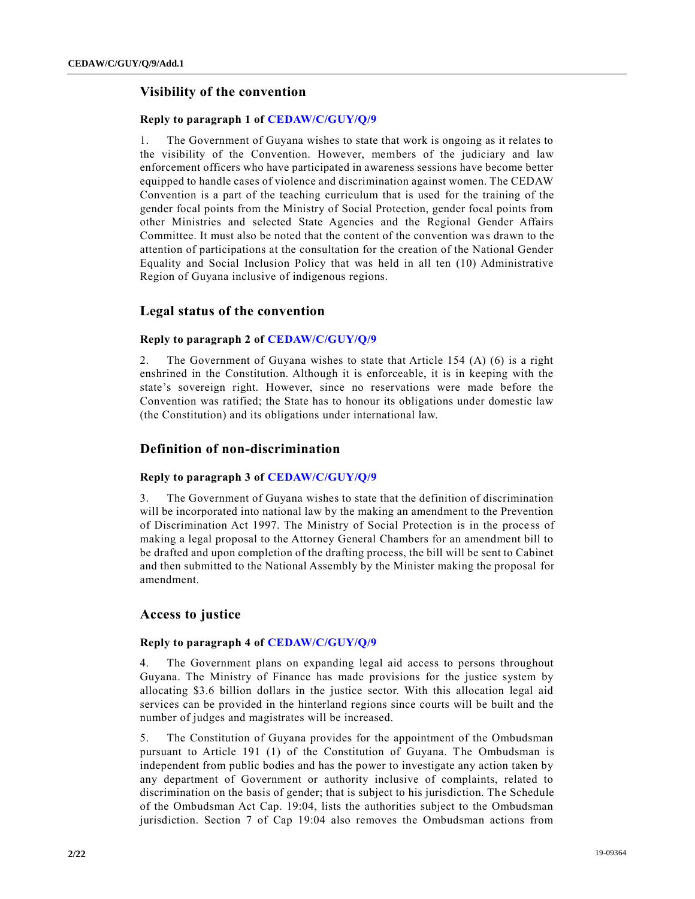## Visibility of the convention

### Reply to paragraph 1 of CEDAW/C/GUY/Q/9

1. The Government of Guyana wishes to state that work is ongoing as it relates to the visibility of the Convention. However, members of the judiciary and law enforcement officers who have participated in awareness sessions have become better equipped to handle cases of violence and discrimination against women. The CEDAW Convention is a part of the teaching curriculum that is used for the training of the gender focal points from the Ministry of Social Protection, gender focal points from other Ministries and selected State Agencies and the Regional Gender Affairs Committee. It must also be noted that the content of the convention was drawn to the attention of participations at the consultation for the creation of the National Gender Equality and Social Inclusion Policy that was held in all ten (10) Administrative Region of Guyana inclusive of indigenous regions.

## Legal status of the convention

### Reply to paragraph 2 of CEDAW/C/GUY/Q/9

2. The Government of Guyana wishes to state that Article 154 (A) (6) is a right enshrined in the Constitution. Although it is enforceable, it is in keeping with the state's sovereign right. However, since no reservations were made before the Convention was ratified; the State has to honour its obligations under domestic law (the Constitution) and its obligations under international law.

## Definition of non-discrimination

### Reply to paragraph 3 of CEDAW/C/GUY/Q/9

3. The Government of Guyana wishes to state that the definition of discrimination will be incorporated into national law by the making an amendment to the Prevention of Discrimination Act 1997. The Ministry of Social Protection is in the process of making a legal proposal to the Attorney General Chambers for an amendment bill to be drafted and upon completion of the drafting process, the bill will be sent to Cabinet and then submitted to the National Assembly by the Minister making the proposal for amendment.

## Access to justice

### Reply to paragraph 4 of CEDAW/C/GUY/Q/9

4. The Government plans on expanding legal aid access to persons throughout Guyana. The Ministry of Finance has made provisions for the justice system by allocating $3.6 billion dollars in the justice sector. With this allocation legal aid services can be provided in the hinterland regions since courts will be built and the number of judges and magistrates will be increased.

5. The Constitution of Guyana provides for the appointment of the Ombudsman pursuant to Article 191 (1) of the Constitution of Guyana. The Ombudsman is independent from public bodies and has the power to investigate any action taken by any department of Government or authority inclusive of complaints, related to discrimination on the basis of gender; that is subject to his jurisdiction. The Schedule of the Ombudsman Act Cap. 19:04, lists the authorities subject to the Ombudsman jurisdiction. Section 7 of Cap 19:04 also removes the Ombudsman actions from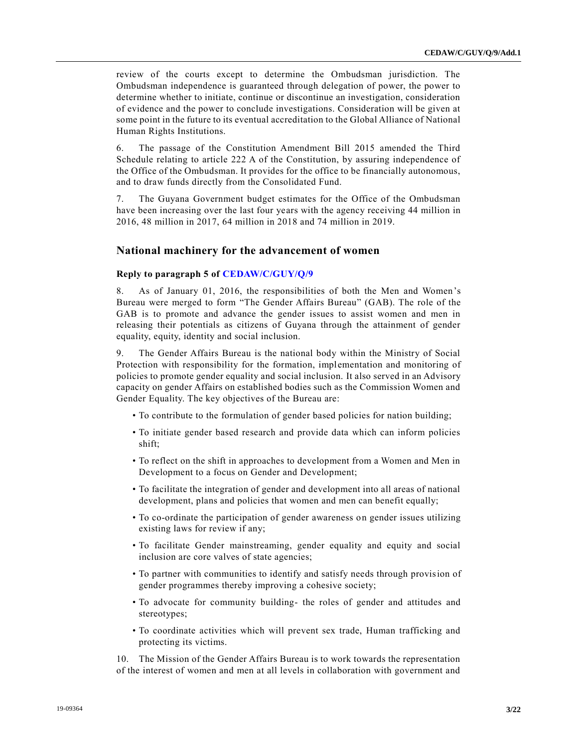review of the courts except to determine the Ombudsman jurisdiction. The Ombudsman independence is guaranteed through delegation of power, the power to determine whether to initiate, continue or discontinue an investigation, consideration of evidence and the power to conclude investigations. Consideration will be given at some point in the future to its eventual accreditation to the Global Alliance of National Human Rights Institutions.

6. The passage of the Constitution Amendment Bill 2015 amended the Third Schedule relating to article 222 A of the Constitution, by assuring independence of the Office of the Ombudsman. It provides for the office to be financially autonomous, and to draw funds directly from the Consolidated Fund.

7. The Guyana Government budget estimates for the Office of the Ombudsman have been increasing over the last four years with the agency receiving 44 million in 2016, 48 million in 2017, 64 million in 2018 and 74 million in 2019.

## National machinery for the advancement of women

### Reply to paragraph 5 of CEDAW/C/GUY/Q/9

8. As of January 01, 2016, the responsibilities of both the Men and Women's Bureau were merged to form "The Gender Affairs Bureau" (GAB). The role of the GAB is to promote and advance the gender issues to assist women and men in releasing their potentials as citizens of Guyana through the attainment of gender equality, equity, identity and social inclusion.

9. The Gender Affairs Bureau is the national body within the Ministry of Social Protection with responsibility for the formation, implementation and monitoring of policies to promote gender equality and social inclusion. It also served in an Advisory capacity on gender Affairs on established bodies such as the Commission Women and Gender Equality. The key objectives of the Bureau are:

- To contribute to the formulation of gender based policies for nation building;
- To initiate gender based research and provide data which can inform policies shift;
- To reflect on the shift in approaches to development from a Women and Men in Development to a focus on Gender and Development;
- To facilitate the integration of gender and development into all areas of national development, plans and policies that women and men can benefit equally;
- To co-ordinate the participation of gender awareness on gender issues utilizing existing laws for review if any;
- To facilitate Gender mainstreaming, gender equality and equity and social inclusion are core valves of state agencies;
- To partner with communities to identify and satisfy needs through provision of gender programmes thereby improving a cohesive society;
- To advocate for community building- the roles of gender and attitudes and stereotypes;
- To coordinate activities which will prevent sex trade, Human trafficking and protecting its victims.

10. The Mission of the Gender Affairs Bureau is to work towards the representation of the interest of women and men at all levels in collaboration with government and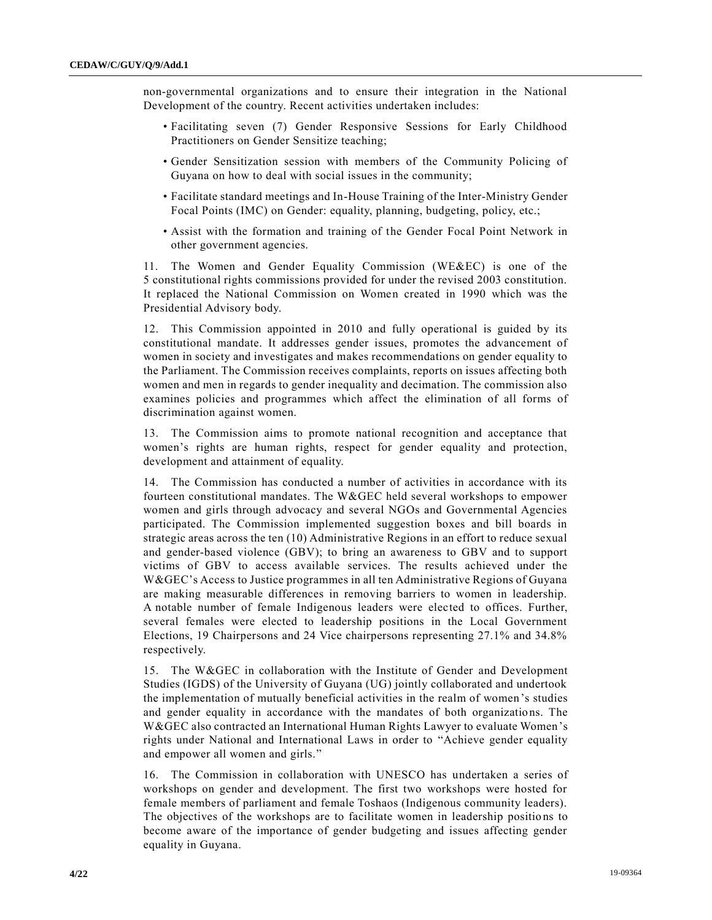non-governmental organizations and to ensure their integration in the National Development of the country. Recent activities undertaken includes:

- Facilitating seven (7) Gender Responsive Sessions for Early Childhood Practitioners on Gender Sensitize teaching;
- Gender Sensitization session with members of the Community Policing of Guyana on how to deal with social issues in the community;
- Facilitate standard meetings and In-House Training of the Inter-Ministry Gender Focal Points (IMC) on Gender: equality, planning, budgeting, policy, etc.;
- Assist with the formation and training of the Gender Focal Point Network in other government agencies.

11. The Women and Gender Equality Commission (WE&EC) is one of the 5 constitutional rights commissions provided for under the revised 2003 constitution. It replaced the National Commission on Women created in 1990 which was the Presidential Advisory body.

12. This Commission appointed in 2010 and fully operational is guided by its constitutional mandate. It addresses gender issues, promotes the advancement of women in society and investigates and makes recommendations on gender equality to the Parliament. The Commission receives complaints, reports on issues affecting both women and men in regards to gender inequality and decimation. The commission also examines policies and programmes which affect the elimination of all forms of discrimination against women.

13. The Commission aims to promote national recognition and acceptance that women's rights are human rights, respect for gender equality and protection, development and attainment of equality.

14. The Commission has conducted a number of activities in accordance with its fourteen constitutional mandates. The W&GEC held several workshops to empower women and girls through advocacy and several NGOs and Governmental Agencies participated. The Commission implemented suggestion boxes and bill boards in strategic areas across the ten (10) Administrative Regions in an effort to reduce sexual and gender-based violence (GBV); to bring an awareness to GBV and to support victims of GBV to access available services. The results achieved under the W&GEC's Access to Justice programmes in all ten Administrative Regions of Guyana are making measurable differences in removing barriers to women in leadership. A notable number of female Indigenous leaders were elected to offices. Further, several females were elected to leadership positions in the Local Government Elections, 19 Chairpersons and 24 Vice chairpersons representing 27.1% and 34.8% respectively.

15. The W&GEC in collaboration with the Institute of Gender and Development Studies (IGDS) of the University of Guyana (UG) jointly collaborated and undertook the implementation of mutually beneficial activities in the realm of women's studies and gender equality in accordance with the mandates of both organizations. The W&GEC also contracted an International Human Rights Lawyer to evaluate Women's rights under National and International Laws in order to "Achieve gender equality and empower all women and girls."

16. The Commission in collaboration with UNESCO has undertaken a series of workshops on gender and development. The first two workshops were hosted for female members of parliament and female Toshaos (Indigenous community leaders). The objectives of the workshops are to facilitate women in leadership positions to become aware of the importance of gender budgeting and issues affecting gender equality in Guyana.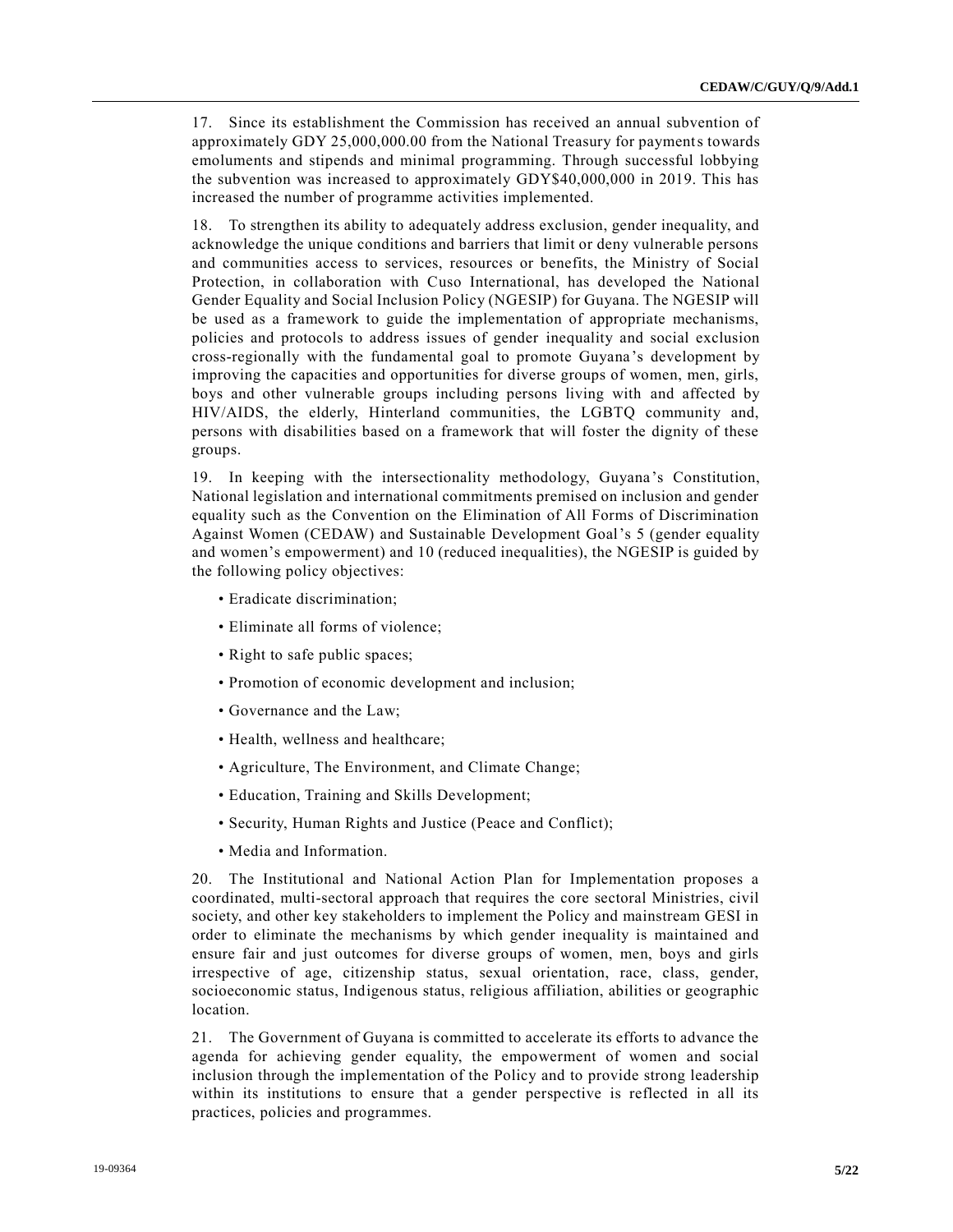17. Since its establishment the Commission has received an annual subvention of approximately GDY 25,000,000.00 from the National Treasury for payments towards emoluments and stipends and minimal programming. Through successful lobbying the subvention was increased to approximately GDY$40,000,000 in 2019. This has increased the number of programme activities implemented.

18. To strengthen its ability to adequately address exclusion, gender inequality, and acknowledge the unique conditions and barriers that limit or deny vulnerable persons and communities access to services, resources or benefits, the Ministry of Social Protection, in collaboration with Cuso International, has developed the National Gender Equality and Social Inclusion Policy (NGESIP) for Guyana. The NGESIP will be used as a framework to guide the implementation of appropriate mechanisms, policies and protocols to address issues of gender inequality and social exclusion cross-regionally with the fundamental goal to promote Guyana's development by improving the capacities and opportunities for diverse groups of women, men, girls, boys and other vulnerable groups including persons living with and affected by HIV/AIDS, the elderly, Hinterland communities, the LGBTQ community and, persons with disabilities based on a framework that will foster the dignity of these groups.

19. In keeping with the intersectionality methodology, Guyana's Constitution, National legislation and international commitments premised on inclusion and gender equality such as the Convention on the Elimination of All Forms of Discrimination Against Women (CEDAW) and Sustainable Development Goal's 5 (gender equality and women's empowerment) and 10 (reduced inequalities), the NGESIP is guided by the following policy objectives:

- Eradicate discrimination;
- Eliminate all forms of violence;
- Right to safe public spaces;
- Promotion of economic development and inclusion;
- Governance and the Law;
- Health, wellness and healthcare;
- Agriculture, The Environment, and Climate Change;
- Education, Training and Skills Development;
- Security, Human Rights and Justice (Peace and Conflict);
- Media and Information.

20. The Institutional and National Action Plan for Implementation proposes a coordinated, multi-sectoral approach that requires the core sectoral Ministries, civil society, and other key stakeholders to implement the Policy and mainstream GESI in order to eliminate the mechanisms by which gender inequality is maintained and ensure fair and just outcomes for diverse groups of women, men, boys and girls irrespective of age, citizenship status, sexual orientation, race, class, gender, socioeconomic status, Indigenous status, religious affiliation, abilities or geographic location.

21. The Government of Guyana is committed to accelerate its efforts to advance the agenda for achieving gender equality, the empowerment of women and social inclusion through the implementation of the Policy and to provide strong leadership within its institutions to ensure that a gender perspective is reflected in all its practices, policies and programmes.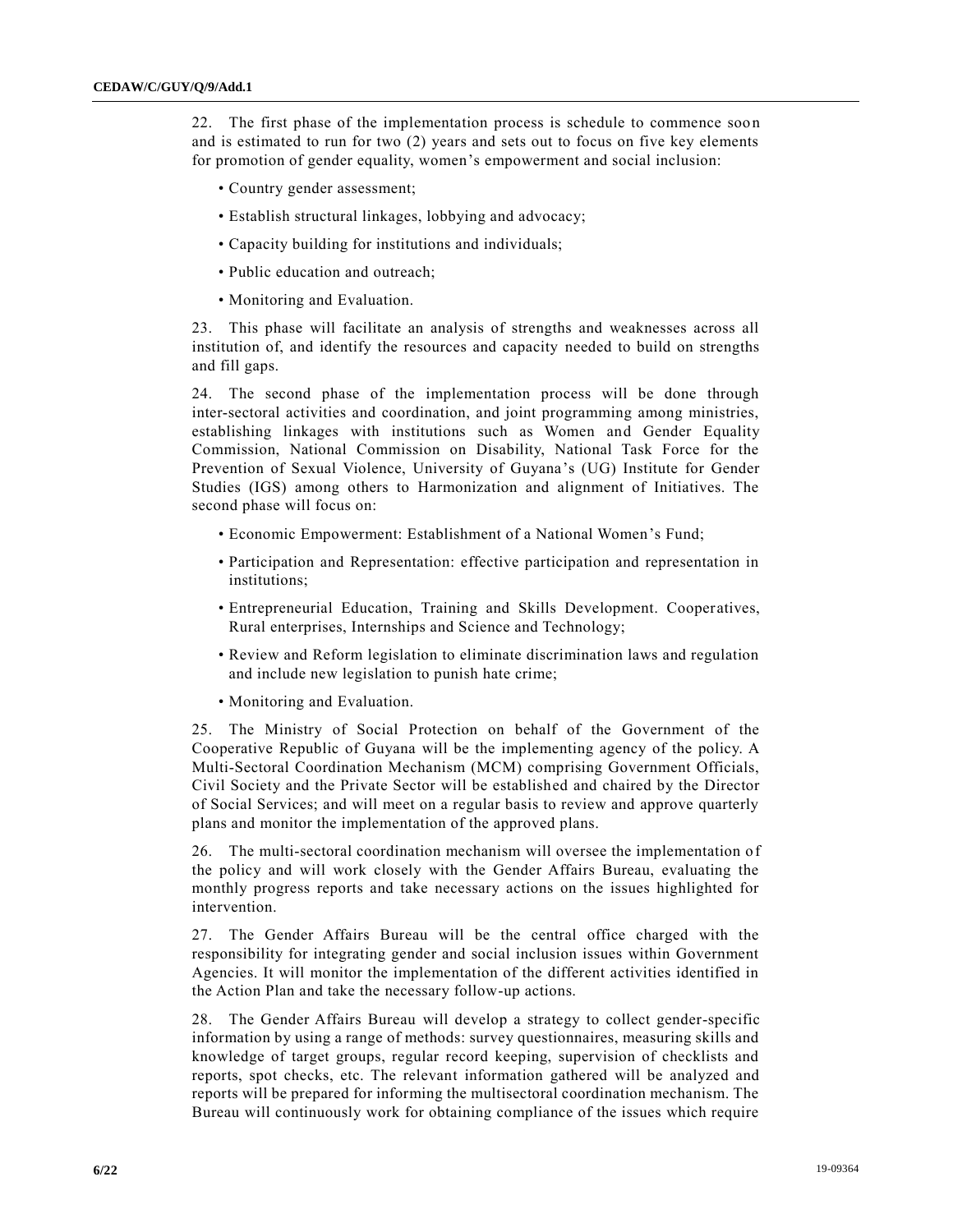22. The first phase of the implementation process is schedule to commence soon and is estimated to run for two (2) years and sets out to focus on five key elements for promotion of gender equality, women's empowerment and social inclusion:

- Country gender assessment;
- Establish structural linkages, lobbying and advocacy;
- Capacity building for institutions and individuals;
- Public education and outreach;
- Monitoring and Evaluation.

23. This phase will facilitate an analysis of strengths and weaknesses across all institution of, and identify the resources and capacity needed to build on strengths and fill gaps.

24. The second phase of the implementation process will be done through inter-sectoral activities and coordination, and joint programming among ministries, establishing linkages with institutions such as Women and Gender Equality Commission, National Commission on Disability, National Task Force for the Prevention of Sexual Violence, University of Guyana's (UG) Institute for Gender Studies (IGS) among others to Harmonization and alignment of Initiatives. The second phase will focus on:

- Economic Empowerment: Establishment of a National Women's Fund;
- Participation and Representation: effective participation and representation in institutions;
- Entrepreneurial Education, Training and Skills Development. Cooperatives, Rural enterprises, Internships and Science and Technology;
- Review and Reform legislation to eliminate discrimination laws and regulation and include new legislation to punish hate crime;
- Monitoring and Evaluation.

25. The Ministry of Social Protection on behalf of the Government of the Cooperative Republic of Guyana will be the implementing agency of the policy. A Multi-Sectoral Coordination Mechanism (MCM) comprising Government Officials, Civil Society and the Private Sector will be established and chaired by the Director of Social Services; and will meet on a regular basis to review and approve quarterly plans and monitor the implementation of the approved plans.

26. The multi-sectoral coordination mechanism will oversee the implementation of the policy and will work closely with the Gender Affairs Bureau, evaluating the monthly progress reports and take necessary actions on the issues highlighted for intervention.

27. The Gender Affairs Bureau will be the central office charged with the responsibility for integrating gender and social inclusion issues within Government Agencies. It will monitor the implementation of the different activities identified in the Action Plan and take the necessary follow-up actions.

28. The Gender Affairs Bureau will develop a strategy to collect gender-specific information by using a range of methods: survey questionnaires, measuring skills and knowledge of target groups, regular record keeping, supervision of checklists and reports, spot checks, etc. The relevant information gathered will be analyzed and reports will be prepared for informing the multisectoral coordination mechanism. The Bureau will continuously work for obtaining compliance of the issues which require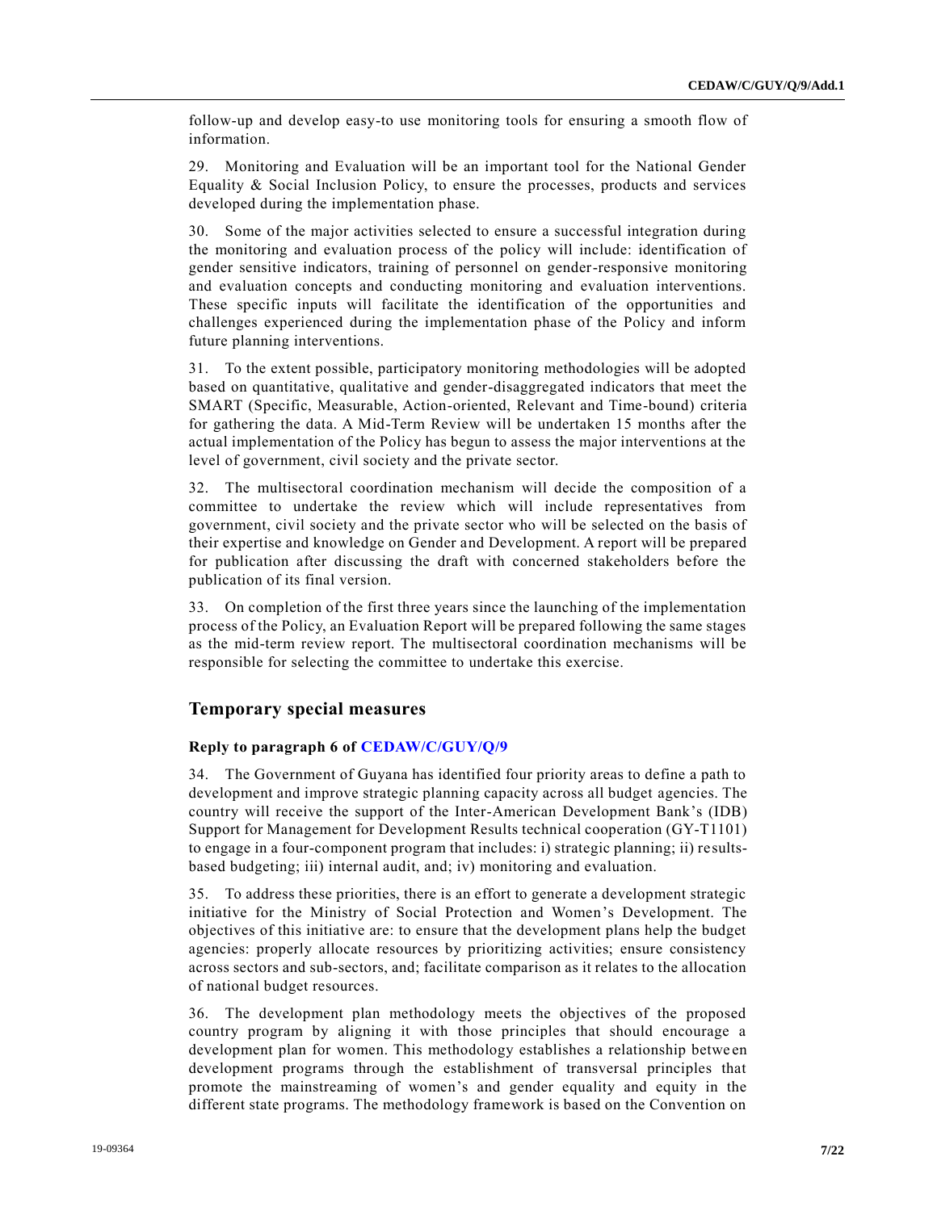follow-up and develop easy-to use monitoring tools for ensuring a smooth flow of information.

29. Monitoring and Evaluation will be an important tool for the National Gender Equality & Social Inclusion Policy, to ensure the processes, products and services developed during the implementation phase.

30. Some of the major activities selected to ensure a successful integration during the monitoring and evaluation process of the policy will include: identification of gender sensitive indicators, training of personnel on gender-responsive monitoring and evaluation concepts and conducting monitoring and evaluation interventions. These specific inputs will facilitate the identification of the opportunities and challenges experienced during the implementation phase of the Policy and inform future planning interventions.

31. To the extent possible, participatory monitoring methodologies will be adopted based on quantitative, qualitative and gender-disaggregated indicators that meet the SMART (Specific, Measurable, Action-oriented, Relevant and Time-bound) criteria for gathering the data. A Mid-Term Review will be undertaken 15 months after the actual implementation of the Policy has begun to assess the major interventions at the level of government, civil society and the private sector.

32. The multisectoral coordination mechanism will decide the composition of a committee to undertake the review which will include representatives from government, civil society and the private sector who will be selected on the basis of their expertise and knowledge on Gender and Development. A report will be prepared for publication after discussing the draft with concerned stakeholders before the publication of its final version.

33. On completion of the first three years since the launching of the implementation process of the Policy, an Evaluation Report will be prepared following the same stages as the mid-term review report. The multisectoral coordination mechanisms will be responsible for selecting the committee to undertake this exercise.

## Temporary special measures

### Reply to paragraph 6 of CEDAW/C/GUY/Q/9

34. The Government of Guyana has identified four priority areas to define a path to development and improve strategic planning capacity across all budget agencies. The country will receive the support of the Inter-American Development Bank's (IDB) Support for Management for Development Results technical cooperation (GY-T1101) to engage in a four-component program that includes: i) strategic planning; ii) results-based budgeting; iii) internal audit, and; iv) monitoring and evaluation.

35. To address these priorities, there is an effort to generate a development strategic initiative for the Ministry of Social Protection and Women's Development. The objectives of this initiative are: to ensure that the development plans help the budget agencies: properly allocate resources by prioritizing activities; ensure consistency across sectors and sub-sectors, and; facilitate comparison as it relates to the allocation of national budget resources.

36. The development plan methodology meets the objectives of the proposed country program by aligning it with those principles that should encourage a development plan for women. This methodology establishes a relationship between development programs through the establishment of transversal principles that promote the mainstreaming of women's and gender equality and equity in the different state programs. The methodology framework is based on the Convention on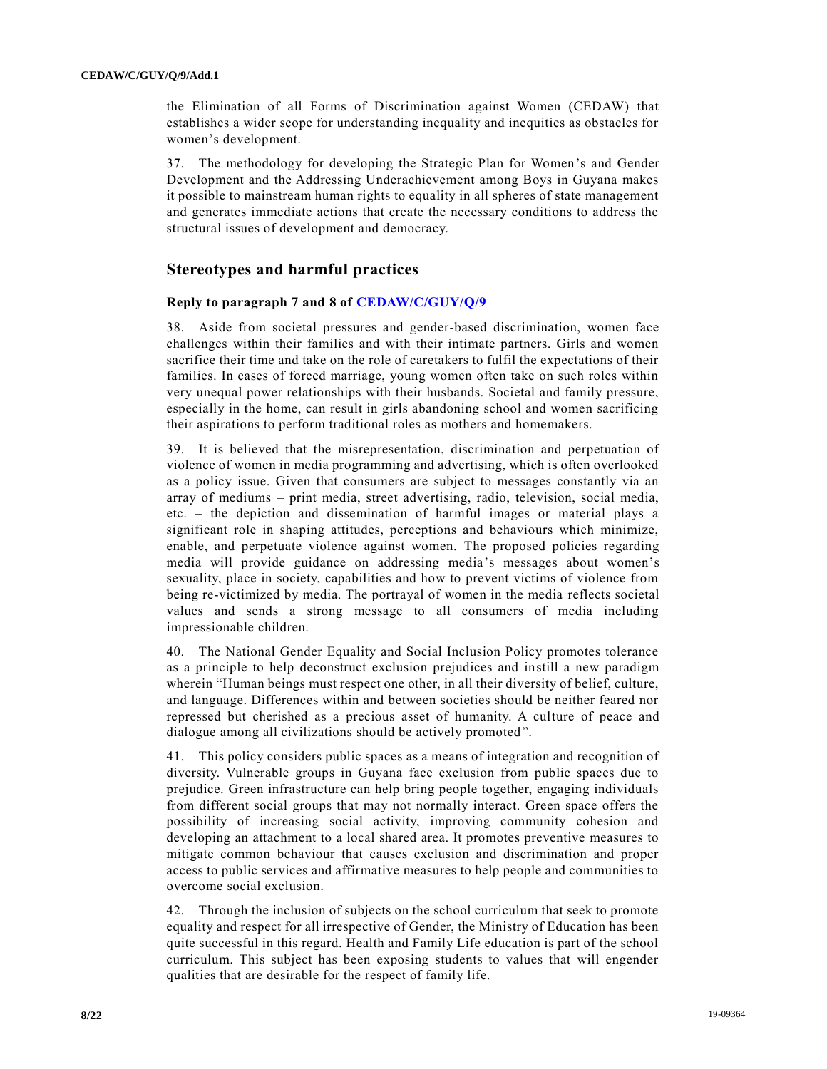the Elimination of all Forms of Discrimination against Women (CEDAW) that establishes a wider scope for understanding inequality and inequities as obstacles for women's development.

37. The methodology for developing the Strategic Plan for Women's and Gender Development and the Addressing Underachievement among Boys in Guyana makes it possible to mainstream human rights to equality in all spheres of state management and generates immediate actions that create the necessary conditions to address the structural issues of development and democracy.

## Stereotypes and harmful practices

### Reply to paragraph 7 and 8 of CEDAW/C/GUY/Q/9

38. Aside from societal pressures and gender-based discrimination, women face challenges within their families and with their intimate partners. Girls and women sacrifice their time and take on the role of caretakers to fulfil the expectations of their families. In cases of forced marriage, young women often take on such roles within very unequal power relationships with their husbands. Societal and family pressure, especially in the home, can result in girls abandoning school and women sacrificing their aspirations to perform traditional roles as mothers and homemakers.

39. It is believed that the misrepresentation, discrimination and perpetuation of violence of women in media programming and advertising, which is often overlooked as a policy issue. Given that consumers are subject to messages constantly via an array of mediums – print media, street advertising, radio, television, social media, etc. – the depiction and dissemination of harmful images or material plays a significant role in shaping attitudes, perceptions and behaviours which minimize, enable, and perpetuate violence against women. The proposed policies regarding media will provide guidance on addressing media's messages about women's sexuality, place in society, capabilities and how to prevent victims of violence from being re-victimized by media. The portrayal of women in the media reflects societal values and sends a strong message to all consumers of media including impressionable children.

40. The National Gender Equality and Social Inclusion Policy promotes tolerance as a principle to help deconstruct exclusion prejudices and instill a new paradigm wherein "Human beings must respect one other, in all their diversity of belief, culture, and language. Differences within and between societies should be neither feared nor repressed but cherished as a precious asset of humanity. A culture of peace and dialogue among all civilizations should be actively promoted".

41. This policy considers public spaces as a means of integration and recognition of diversity. Vulnerable groups in Guyana face exclusion from public spaces due to prejudice. Green infrastructure can help bring people together, engaging individuals from different social groups that may not normally interact. Green space offers the possibility of increasing social activity, improving community cohesion and developing an attachment to a local shared area. It promotes preventive measures to mitigate common behaviour that causes exclusion and discrimination and proper access to public services and affirmative measures to help people and communities to overcome social exclusion.

42. Through the inclusion of subjects on the school curriculum that seek to promote equality and respect for all irrespective of Gender, the Ministry of Education has been quite successful in this regard. Health and Family Life education is part of the school curriculum. This subject has been exposing students to values that will engender qualities that are desirable for the respect of family life.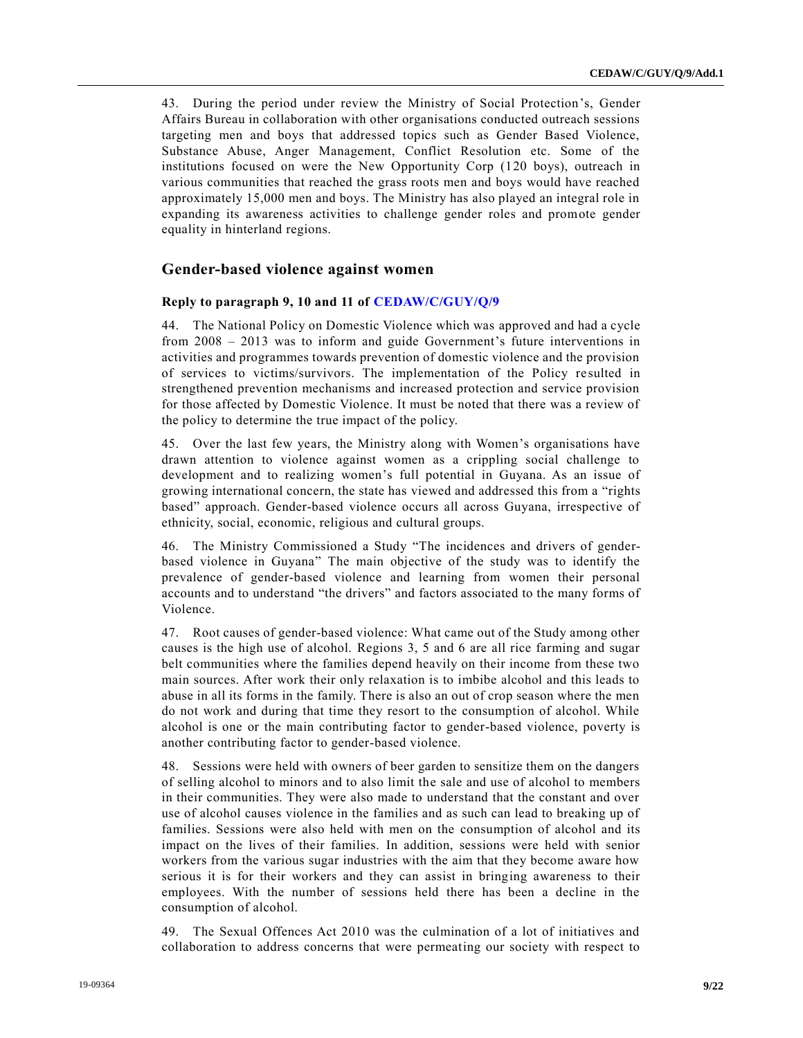43. During the period under review the Ministry of Social Protection's, Gender Affairs Bureau in collaboration with other organisations conducted outreach sessions targeting men and boys that addressed topics such as Gender Based Violence, Substance Abuse, Anger Management, Conflict Resolution etc. Some of the institutions focused on were the New Opportunity Corp (120 boys), outreach in various communities that reached the grass roots men and boys would have reached approximately 15,000 men and boys. The Ministry has also played an integral role in expanding its awareness activities to challenge gender roles and promote gender equality in hinterland regions.

## Gender-based violence against women

### Reply to paragraph 9, 10 and 11 of CEDAW/C/GUY/Q/9

44. The National Policy on Domestic Violence which was approved and had a cycle from 2008 – 2013 was to inform and guide Government's future interventions in activities and programmes towards prevention of domestic violence and the provision of services to victims/survivors. The implementation of the Policy resulted in strengthened prevention mechanisms and increased protection and service provision for those affected by Domestic Violence. It must be noted that there was a review of the policy to determine the true impact of the policy.

45. Over the last few years, the Ministry along with Women's organisations have drawn attention to violence against women as a crippling social challenge to development and to realizing women's full potential in Guyana. As an issue of growing international concern, the state has viewed and addressed this from a "rights based" approach. Gender-based violence occurs all across Guyana, irrespective of ethnicity, social, economic, religious and cultural groups.

46. The Ministry Commissioned a Study "The incidences and drivers of gender-based violence in Guyana" The main objective of the study was to identify the prevalence of gender-based violence and learning from women their personal accounts and to understand "the drivers" and factors associated to the many forms of Violence.

47. Root causes of gender-based violence: What came out of the Study among other causes is the high use of alcohol. Regions 3, 5 and 6 are all rice farming and sugar belt communities where the families depend heavily on their income from these two main sources. After work their only relaxation is to imbibe alcohol and this leads to abuse in all its forms in the family. There is also an out of crop season where the men do not work and during that time they resort to the consumption of alcohol. While alcohol is one or the main contributing factor to gender-based violence, poverty is another contributing factor to gender-based violence.

48. Sessions were held with owners of beer garden to sensitize them on the dangers of selling alcohol to minors and to also limit the sale and use of alcohol to members in their communities. They were also made to understand that the constant and over use of alcohol causes violence in the families and as such can lead to breaking up of families. Sessions were also held with men on the consumption of alcohol and its impact on the lives of their families. In addition, sessions were held with senior workers from the various sugar industries with the aim that they become aware how serious it is for their workers and they can assist in bringing awareness to their employees. With the number of sessions held there has been a decline in the consumption of alcohol.

49. The Sexual Offences Act 2010 was the culmination of a lot of initiatives and collaboration to address concerns that were permeating our society with respect to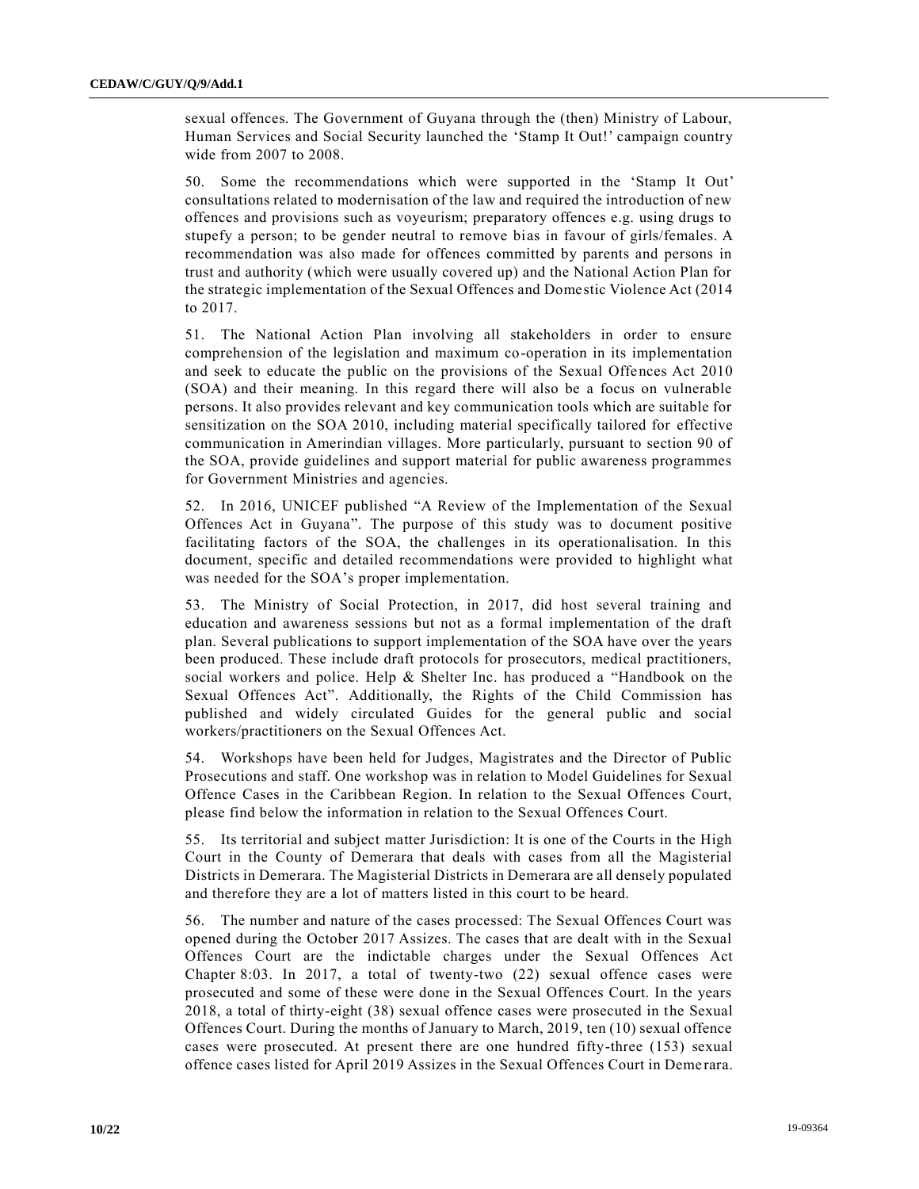sexual offences. The Government of Guyana through the (then) Ministry of Labour, Human Services and Social Security launched the 'Stamp It Out!' campaign country wide from 2007 to 2008.

50. Some the recommendations which were supported in the 'Stamp It Out' consultations related to modernisation of the law and required the introduction of new offences and provisions such as voyeurism; preparatory offences e.g. using drugs to stupefy a person; to be gender neutral to remove bias in favour of girls/females. A recommendation was also made for offences committed by parents and persons in trust and authority (which were usually covered up) and the National Action Plan for the strategic implementation of the Sexual Offences and Domestic Violence Act (2014 to 2017.

51. The National Action Plan involving all stakeholders in order to ensure comprehension of the legislation and maximum co-operation in its implementation and seek to educate the public on the provisions of the Sexual Offences Act 2010 (SOA) and their meaning. In this regard there will also be a focus on vulnerable persons. It also provides relevant and key communication tools which are suitable for sensitization on the SOA 2010, including material specifically tailored for effective communication in Amerindian villages. More particularly, pursuant to section 90 of the SOA, provide guidelines and support material for public awareness programmes for Government Ministries and agencies.

52. In 2016, UNICEF published "A Review of the Implementation of the Sexual Offences Act in Guyana". The purpose of this study was to document positive facilitating factors of the SOA, the challenges in its operationalisation. In this document, specific and detailed recommendations were provided to highlight what was needed for the SOA's proper implementation.

53. The Ministry of Social Protection, in 2017, did host several training and education and awareness sessions but not as a formal implementation of the draft plan. Several publications to support implementation of the SOA have over the years been produced. These include draft protocols for prosecutors, medical practitioners, social workers and police. Help & Shelter Inc. has produced a "Handbook on the Sexual Offences Act". Additionally, the Rights of the Child Commission has published and widely circulated Guides for the general public and social workers/practitioners on the Sexual Offences Act.

54. Workshops have been held for Judges, Magistrates and the Director of Public Prosecutions and staff. One workshop was in relation to Model Guidelines for Sexual Offence Cases in the Caribbean Region. In relation to the Sexual Offences Court, please find below the information in relation to the Sexual Offences Court.

55. Its territorial and subject matter Jurisdiction: It is one of the Courts in the High Court in the County of Demerara that deals with cases from all the Magisterial Districts in Demerara. The Magisterial Districts in Demerara are all densely populated and therefore they are a lot of matters listed in this court to be heard.

56. The number and nature of the cases processed: The Sexual Offences Court was opened during the October 2017 Assizes. The cases that are dealt with in the Sexual Offences Court are the indictable charges under the Sexual Offences Act Chapter 8:03. In 2017, a total of twenty-two (22) sexual offence cases were prosecuted and some of these were done in the Sexual Offences Court. In the years 2018, a total of thirty-eight (38) sexual offence cases were prosecuted in the Sexual Offences Court. During the months of January to March, 2019, ten (10) sexual offence cases were prosecuted. At present there are one hundred fifty-three (153) sexual offence cases listed for April 2019 Assizes in the Sexual Offences Court in Demerara.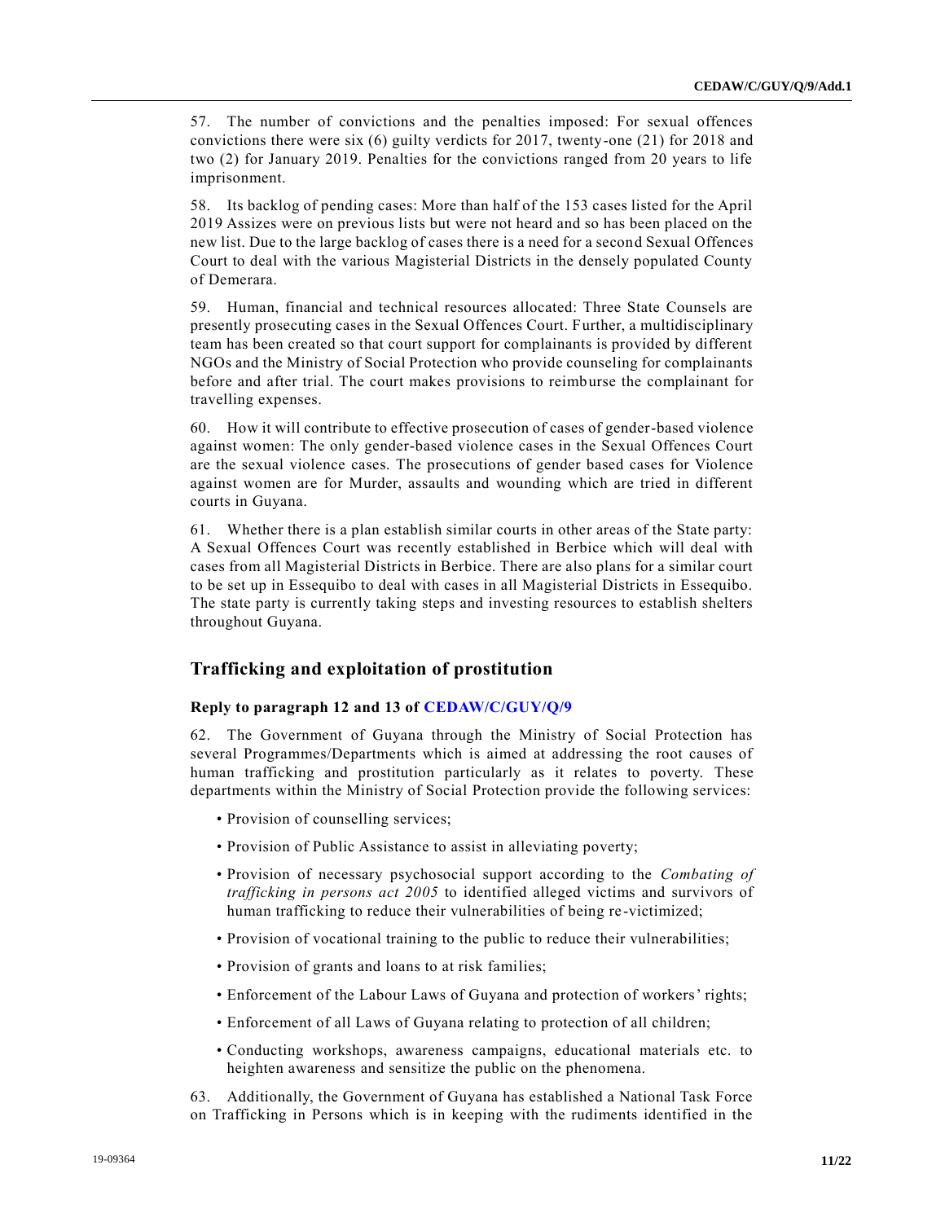57. The number of convictions and the penalties imposed: For sexual offences convictions there were six (6) guilty verdicts for 2017, twenty-one (21) for 2018 and two (2) for January 2019. Penalties for the convictions ranged from 20 years to life imprisonment.

58. Its backlog of pending cases: More than half of the 153 cases listed for the April 2019 Assizes were on previous lists but were not heard and so has been placed on the new list. Due to the large backlog of cases there is a need for a second Sexual Offences Court to deal with the various Magisterial Districts in the densely populated County of Demerara.

59. Human, financial and technical resources allocated: Three State Counsels are presently prosecuting cases in the Sexual Offences Court. Further, a multidisciplinary team has been created so that court support for complainants is provided by different NGOs and the Ministry of Social Protection who provide counseling for complainants before and after trial. The court makes provisions to reimburse the complainant for travelling expenses.

60. How it will contribute to effective prosecution of cases of gender-based violence against women: The only gender-based violence cases in the Sexual Offences Court are the sexual violence cases. The prosecutions of gender based cases for Violence against women are for Murder, assaults and wounding which are tried in different courts in Guyana.

61. Whether there is a plan establish similar courts in other areas of the State party: A Sexual Offences Court was recently established in Berbice which will deal with cases from all Magisterial Districts in Berbice. There are also plans for a similar court to be set up in Essequibo to deal with cases in all Magisterial Districts in Essequibo. The state party is currently taking steps and investing resources to establish shelters throughout Guyana.

## Trafficking and exploitation of prostitution

### Reply to paragraph 12 and 13 of CEDAW/C/GUY/Q/9

62. The Government of Guyana through the Ministry of Social Protection has several Programmes/Departments which is aimed at addressing the root causes of human trafficking and prostitution particularly as it relates to poverty. These departments within the Ministry of Social Protection provide the following services:

- Provision of counselling services;
- Provision of Public Assistance to assist in alleviating poverty;
- Provision of necessary psychosocial support according to the *Combating of trafficking in persons act 2005* to identified alleged victims and survivors of human trafficking to reduce their vulnerabilities of being re-victimized;
- Provision of vocational training to the public to reduce their vulnerabilities;
- Provision of grants and loans to at risk families;
- Enforcement of the Labour Laws of Guyana and protection of workers' rights;
- Enforcement of all Laws of Guyana relating to protection of all children;
- Conducting workshops, awareness campaigns, educational materials etc. to heighten awareness and sensitize the public on the phenomena.

63. Additionally, the Government of Guyana has established a National Task Force on Trafficking in Persons which is in keeping with the rudiments identified in the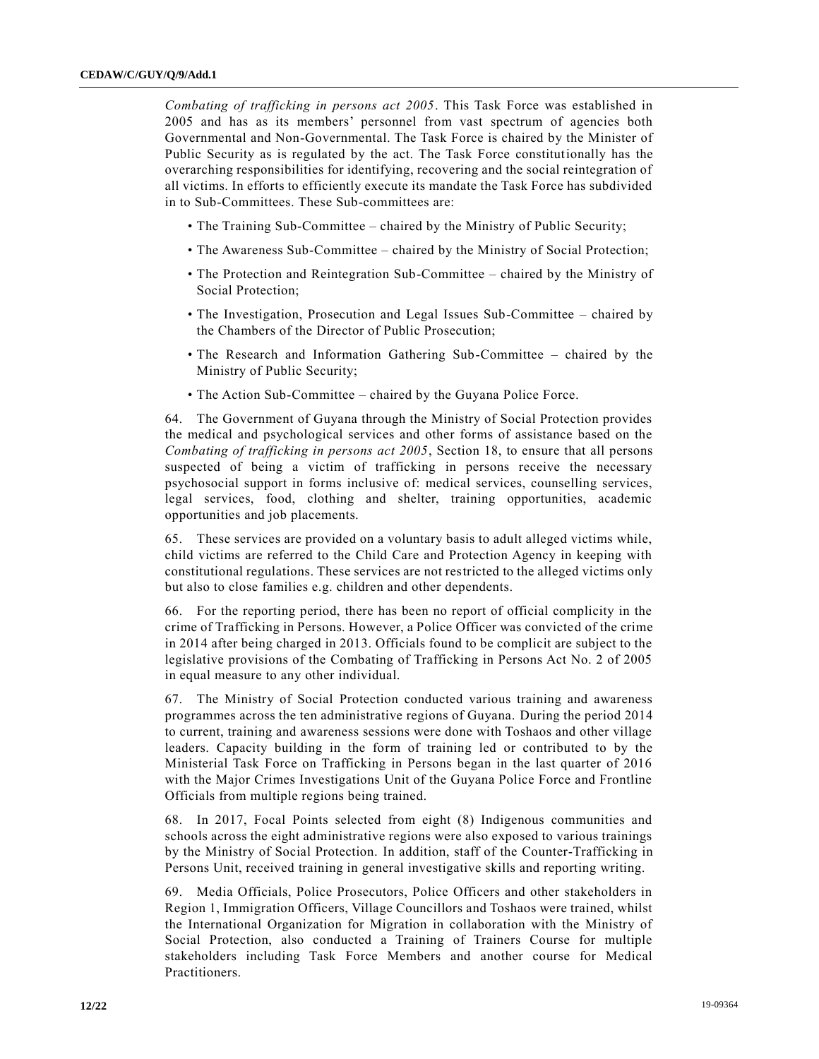*Combating of trafficking in persons act 2005*. This Task Force was established in 2005 and has as its members' personnel from vast spectrum of agencies both Governmental and Non-Governmental. The Task Force is chaired by the Minister of Public Security as is regulated by the act. The Task Force constitutionally has the overarching responsibilities for identifying, recovering and the social reintegration of all victims. In efforts to efficiently execute its mandate the Task Force has subdivided in to Sub-Committees. These Sub-committees are:

- The Training Sub-Committee – chaired by the Ministry of Public Security;
- The Awareness Sub-Committee – chaired by the Ministry of Social Protection;
- The Protection and Reintegration Sub-Committee – chaired by the Ministry of Social Protection;
- The Investigation, Prosecution and Legal Issues Sub-Committee – chaired by the Chambers of the Director of Public Prosecution;
- The Research and Information Gathering Sub-Committee – chaired by the Ministry of Public Security;
- The Action Sub-Committee – chaired by the Guyana Police Force.

64. The Government of Guyana through the Ministry of Social Protection provides the medical and psychological services and other forms of assistance based on the *Combating of trafficking in persons act 2005*, Section 18, to ensure that all persons suspected of being a victim of trafficking in persons receive the necessary psychosocial support in forms inclusive of: medical services, counselling services, legal services, food, clothing and shelter, training opportunities, academic opportunities and job placements.

65. These services are provided on a voluntary basis to adult alleged victims while, child victims are referred to the Child Care and Protection Agency in keeping with constitutional regulations. These services are not restricted to the alleged victims only but also to close families e.g. children and other dependents.

66. For the reporting period, there has been no report of official complicity in the crime of Trafficking in Persons. However, a Police Officer was convicted of the crime in 2014 after being charged in 2013. Officials found to be complicit are subject to the legislative provisions of the Combating of Trafficking in Persons Act No. 2 of 2005 in equal measure to any other individual.

67. The Ministry of Social Protection conducted various training and awareness programmes across the ten administrative regions of Guyana. During the period 2014 to current, training and awareness sessions were done with Toshaos and other village leaders. Capacity building in the form of training led or contributed to by the Ministerial Task Force on Trafficking in Persons began in the last quarter of 2016 with the Major Crimes Investigations Unit of the Guyana Police Force and Frontline Officials from multiple regions being trained.

68. In 2017, Focal Points selected from eight (8) Indigenous communities and schools across the eight administrative regions were also exposed to various trainings by the Ministry of Social Protection. In addition, staff of the Counter-Trafficking in Persons Unit, received training in general investigative skills and reporting writing.

69. Media Officials, Police Prosecutors, Police Officers and other stakeholders in Region 1, Immigration Officers, Village Councillors and Toshaos were trained, whilst the International Organization for Migration in collaboration with the Ministry of Social Protection, also conducted a Training of Trainers Course for multiple stakeholders including Task Force Members and another course for Medical Practitioners.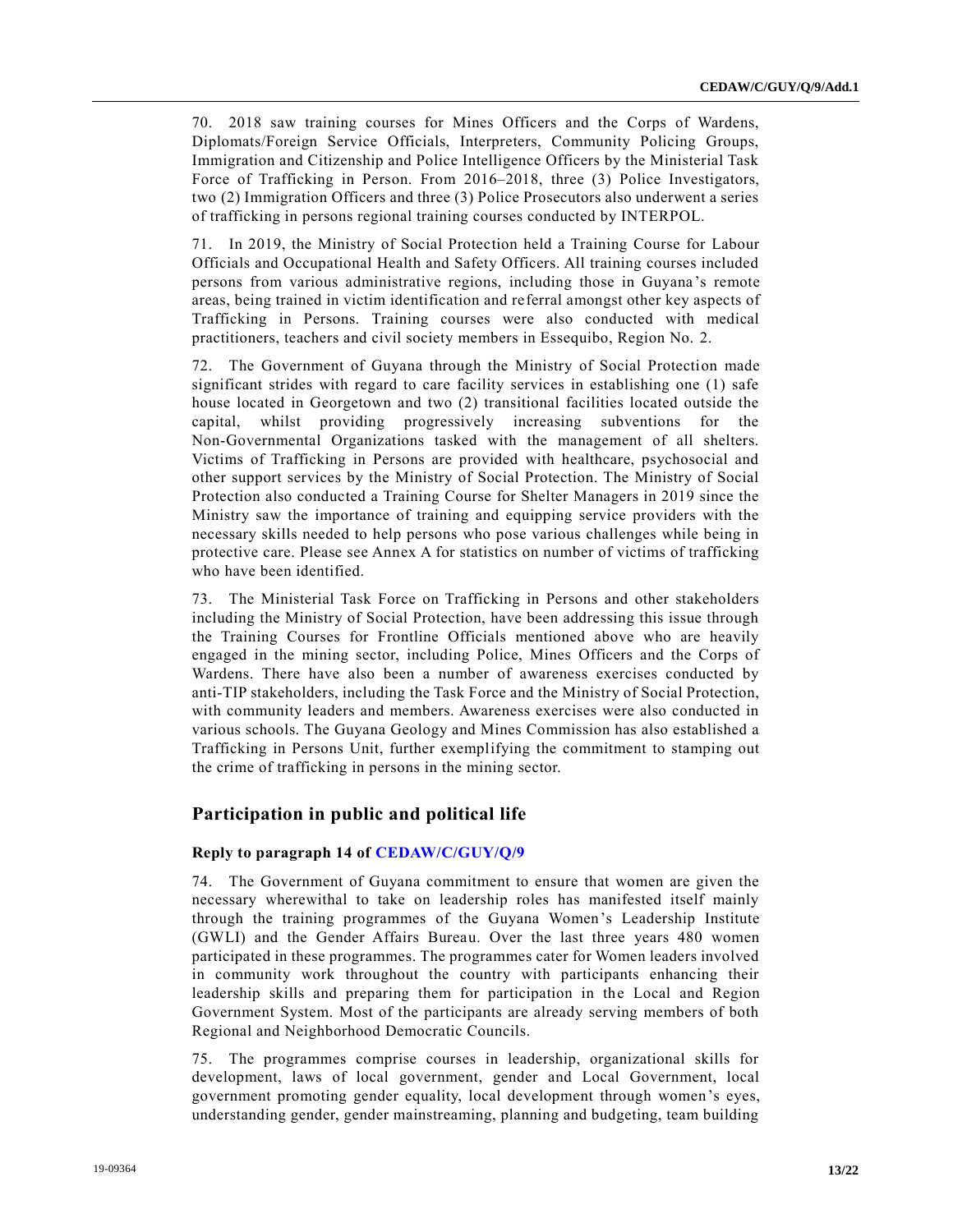70. 2018 saw training courses for Mines Officers and the Corps of Wardens, Diplomats/Foreign Service Officials, Interpreters, Community Policing Groups, Immigration and Citizenship and Police Intelligence Officers by the Ministerial Task Force of Trafficking in Person. From 2016–2018, three (3) Police Investigators, two (2) Immigration Officers and three (3) Police Prosecutors also underwent a series of trafficking in persons regional training courses conducted by INTERPOL.

71. In 2019, the Ministry of Social Protection held a Training Course for Labour Officials and Occupational Health and Safety Officers. All training courses included persons from various administrative regions, including those in Guyana's remote areas, being trained in victim identification and referral amongst other key aspects of Trafficking in Persons. Training courses were also conducted with medical practitioners, teachers and civil society members in Essequibo, Region No. 2.

72. The Government of Guyana through the Ministry of Social Protection made significant strides with regard to care facility services in establishing one (1) safe house located in Georgetown and two (2) transitional facilities located outside the capital, whilst providing progressively increasing subventions for the Non-Governmental Organizations tasked with the management of all shelters. Victims of Trafficking in Persons are provided with healthcare, psychosocial and other support services by the Ministry of Social Protection. The Ministry of Social Protection also conducted a Training Course for Shelter Managers in 2019 since the Ministry saw the importance of training and equipping service providers with the necessary skills needed to help persons who pose various challenges while being in protective care. Please see Annex A for statistics on number of victims of trafficking who have been identified.

73. The Ministerial Task Force on Trafficking in Persons and other stakeholders including the Ministry of Social Protection, have been addressing this issue through the Training Courses for Frontline Officials mentioned above who are heavily engaged in the mining sector, including Police, Mines Officers and the Corps of Wardens. There have also been a number of awareness exercises conducted by anti-TIP stakeholders, including the Task Force and the Ministry of Social Protection, with community leaders and members. Awareness exercises were also conducted in various schools. The Guyana Geology and Mines Commission has also established a Trafficking in Persons Unit, further exemplifying the commitment to stamping out the crime of trafficking in persons in the mining sector.

## Participation in public and political life

### Reply to paragraph 14 of CEDAW/C/GUY/Q/9

74. The Government of Guyana commitment to ensure that women are given the necessary wherewithal to take on leadership roles has manifested itself mainly through the training programmes of the Guyana Women's Leadership Institute (GWLI) and the Gender Affairs Bureau. Over the last three years 480 women participated in these programmes. The programmes cater for Women leaders involved in community work throughout the country with participants enhancing their leadership skills and preparing them for participation in the Local and Region Government System. Most of the participants are already serving members of both Regional and Neighborhood Democratic Councils.

75. The programmes comprise courses in leadership, organizational skills for development, laws of local government, gender and Local Government, local government promoting gender equality, local development through women's eyes, understanding gender, gender mainstreaming, planning and budgeting, team building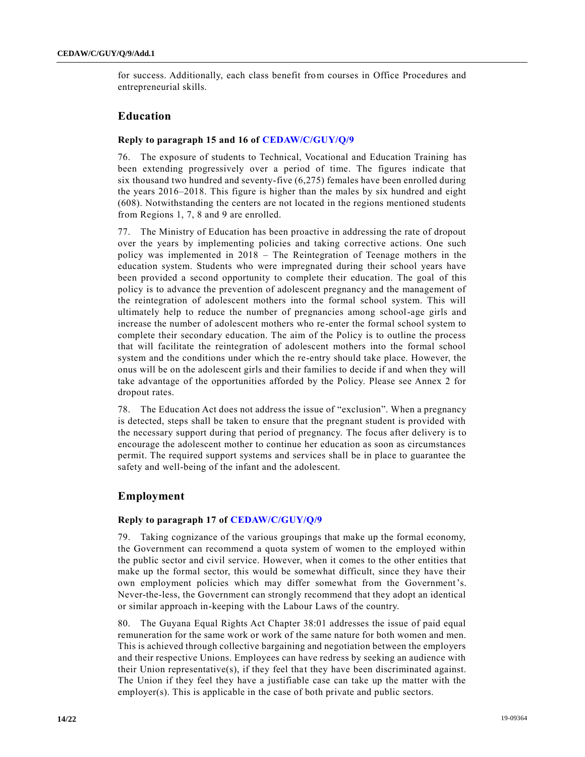for success. Additionally, each class benefit from courses in Office Procedures and entrepreneurial skills.

## Education

### Reply to paragraph 15 and 16 of CEDAW/C/GUY/Q/9

76. The exposure of students to Technical, Vocational and Education Training has been extending progressively over a period of time. The figures indicate that six thousand two hundred and seventy-five (6,275) females have been enrolled during the years 2016–2018. This figure is higher than the males by six hundred and eight (608). Notwithstanding the centers are not located in the regions mentioned students from Regions 1, 7, 8 and 9 are enrolled.

77. The Ministry of Education has been proactive in addressing the rate of dropout over the years by implementing policies and taking corrective actions. One such policy was implemented in 2018 – The Reintegration of Teenage mothers in the education system. Students who were impregnated during their school years have been provided a second opportunity to complete their education. The goal of this policy is to advance the prevention of adolescent pregnancy and the management of the reintegration of adolescent mothers into the formal school system. This will ultimately help to reduce the number of pregnancies among school-age girls and increase the number of adolescent mothers who re-enter the formal school system to complete their secondary education. The aim of the Policy is to outline the process that will facilitate the reintegration of adolescent mothers into the formal school system and the conditions under which the re-entry should take place. However, the onus will be on the adolescent girls and their families to decide if and when they will take advantage of the opportunities afforded by the Policy. Please see Annex 2 for dropout rates.

78. The Education Act does not address the issue of "exclusion". When a pregnancy is detected, steps shall be taken to ensure that the pregnant student is provided with the necessary support during that period of pregnancy. The focus after delivery is to encourage the adolescent mother to continue her education as soon as circumstances permit. The required support systems and services shall be in place to guarantee the safety and well-being of the infant and the adolescent.

## Employment

### Reply to paragraph 17 of CEDAW/C/GUY/Q/9

79. Taking cognizance of the various groupings that make up the formal economy, the Government can recommend a quota system of women to the employed within the public sector and civil service. However, when it comes to the other entities that make up the formal sector, this would be somewhat difficult, since they have their own employment policies which may differ somewhat from the Government's. Never-the-less, the Government can strongly recommend that they adopt an identical or similar approach in-keeping with the Labour Laws of the country.

80. The Guyana Equal Rights Act Chapter 38:01 addresses the issue of paid equal remuneration for the same work or work of the same nature for both women and men. This is achieved through collective bargaining and negotiation between the employers and their respective Unions. Employees can have redress by seeking an audience with their Union representative(s), if they feel that they have been discriminated against. The Union if they feel they have a justifiable case can take up the matter with the employer(s). This is applicable in the case of both private and public sectors.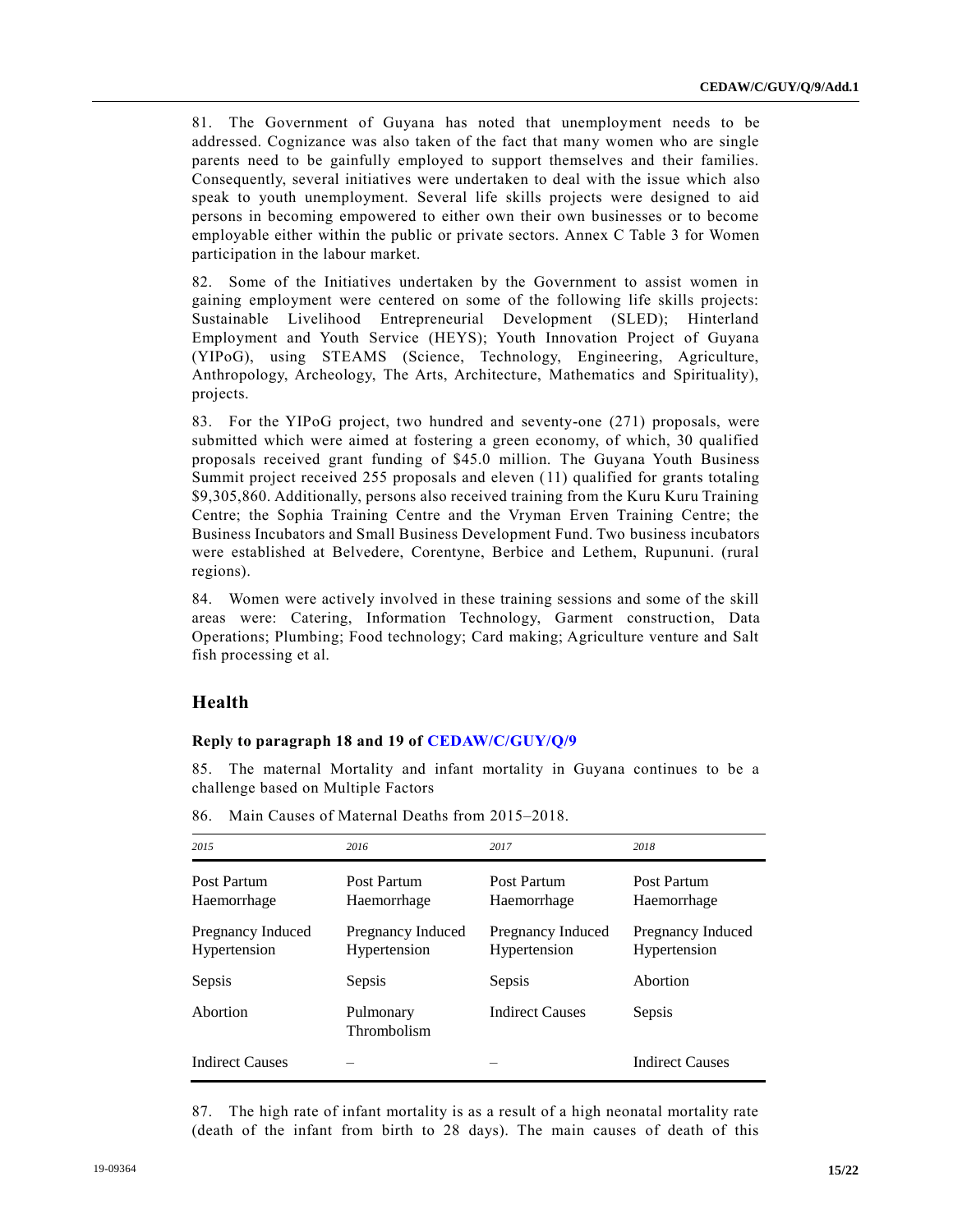81. The Government of Guyana has noted that unemployment needs to be addressed. Cognizance was also taken of the fact that many women who are single parents need to be gainfully employed to support themselves and their families. Consequently, several initiatives were undertaken to deal with the issue which also speak to youth unemployment. Several life skills projects were designed to aid persons in becoming empowered to either own their own businesses or to become employable either within the public or private sectors. Annex C Table 3 for Women participation in the labour market.

82. Some of the Initiatives undertaken by the Government to assist women in gaining employment were centered on some of the following life skills projects: Sustainable Livelihood Entrepreneurial Development (SLED); Hinterland Employment and Youth Service (HEYS); Youth Innovation Project of Guyana (YIPoG), using STEAMS (Science, Technology, Engineering, Agriculture, Anthropology, Archeology, The Arts, Architecture, Mathematics and Spirituality), projects.

83. For the YIPoG project, two hundred and seventy-one (271) proposals, were submitted which were aimed at fostering a green economy, of which, 30 qualified proposals received grant funding of $45.0 million. The Guyana Youth Business Summit project received 255 proposals and eleven (11) qualified for grants totaling $9,305,860. Additionally, persons also received training from the Kuru Kuru Training Centre; the Sophia Training Centre and the Vryman Erven Training Centre; the Business Incubators and Small Business Development Fund. Two business incubators were established at Belvedere, Corentyne, Berbice and Lethem, Rupununi. (rural regions).

84. Women were actively involved in these training sessions and some of the skill areas were: Catering, Information Technology, Garment construction, Data Operations; Plumbing; Food technology; Card making; Agriculture venture and Salt fish processing et al.

## Health

### Reply to paragraph 18 and 19 of CEDAW/C/GUY/Q/9

85. The maternal Mortality and infant mortality in Guyana continues to be a challenge based on Multiple Factors

86. Main Causes of Maternal Deaths from 2015–2018.

| *2015* | *2016* | *2017* | *2018* |
|---|---|---|---|
| Post Partum Haemorrhage | Post Partum Haemorrhage | Post Partum Haemorrhage | Post Partum Haemorrhage |
| Pregnancy Induced Hypertension | Pregnancy Induced Hypertension | Pregnancy Induced Hypertension | Pregnancy Induced Hypertension |
| Sepsis | Sepsis | Sepsis | Abortion |
| Abortion | Pulmonary Thrombolism | Indirect Causes | Sepsis |
| Indirect Causes | – | – | Indirect Causes |

87. The high rate of infant mortality is as a result of a high neonatal mortality rate (death of the infant from birth to 28 days). The main causes of death of this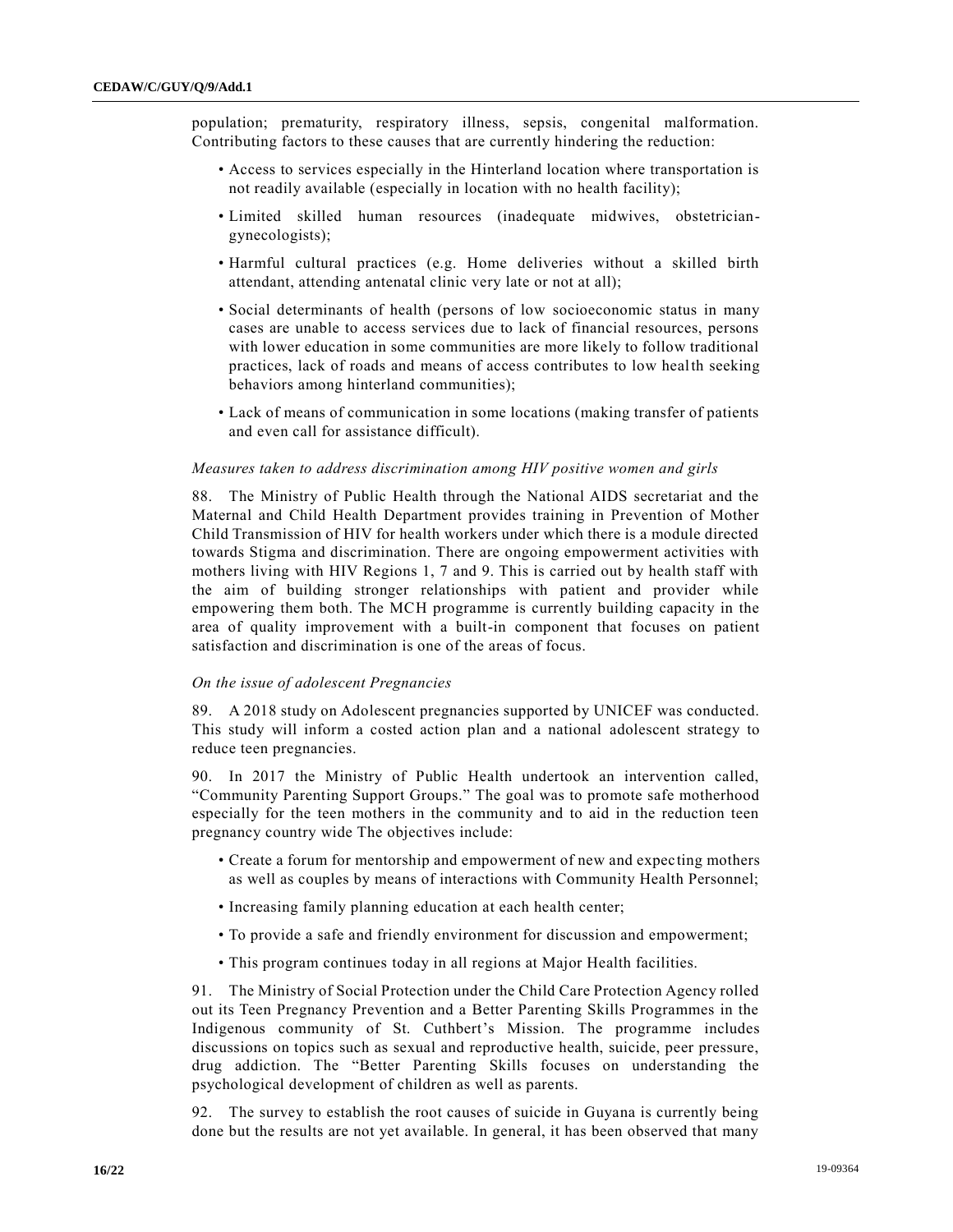population; prematurity, respiratory illness, sepsis, congenital malformation. Contributing factors to these causes that are currently hindering the reduction:

- Access to services especially in the Hinterland location where transportation is not readily available (especially in location with no health facility);
- Limited skilled human resources (inadequate midwives, obstetrician-gynecologists);
- Harmful cultural practices (e.g. Home deliveries without a skilled birth attendant, attending antenatal clinic very late or not at all);
- Social determinants of health (persons of low socioeconomic status in many cases are unable to access services due to lack of financial resources, persons with lower education in some communities are more likely to follow traditional practices, lack of roads and means of access contributes to low health seeking behaviors among hinterland communities);
- Lack of means of communication in some locations (making transfer of patients and even call for assistance difficult).

*Measures taken to address discrimination among HIV positive women and girls*

88. The Ministry of Public Health through the National AIDS secretariat and the Maternal and Child Health Department provides training in Prevention of Mother Child Transmission of HIV for health workers under which there is a module directed towards Stigma and discrimination. There are ongoing empowerment activities with mothers living with HIV Regions 1, 7 and 9. This is carried out by health staff with the aim of building stronger relationships with patient and provider while empowering them both. The MCH programme is currently building capacity in the area of quality improvement with a built-in component that focuses on patient satisfaction and discrimination is one of the areas of focus.

*On the issue of adolescent Pregnancies*

89. A 2018 study on Adolescent pregnancies supported by UNICEF was conducted. This study will inform a costed action plan and a national adolescent strategy to reduce teen pregnancies.

90. In 2017 the Ministry of Public Health undertook an intervention called, "Community Parenting Support Groups." The goal was to promote safe motherhood especially for the teen mothers in the community and to aid in the reduction teen pregnancy country wide The objectives include:

- Create a forum for mentorship and empowerment of new and expecting mothers as well as couples by means of interactions with Community Health Personnel;
- Increasing family planning education at each health center;
- To provide a safe and friendly environment for discussion and empowerment;
- This program continues today in all regions at Major Health facilities.

91. The Ministry of Social Protection under the Child Care Protection Agency rolled out its Teen Pregnancy Prevention and a Better Parenting Skills Programmes in the Indigenous community of St. Cuthbert's Mission. The programme includes discussions on topics such as sexual and reproductive health, suicide, peer pressure, drug addiction. The "Better Parenting Skills focuses on understanding the psychological development of children as well as parents.

92. The survey to establish the root causes of suicide in Guyana is currently being done but the results are not yet available. In general, it has been observed that many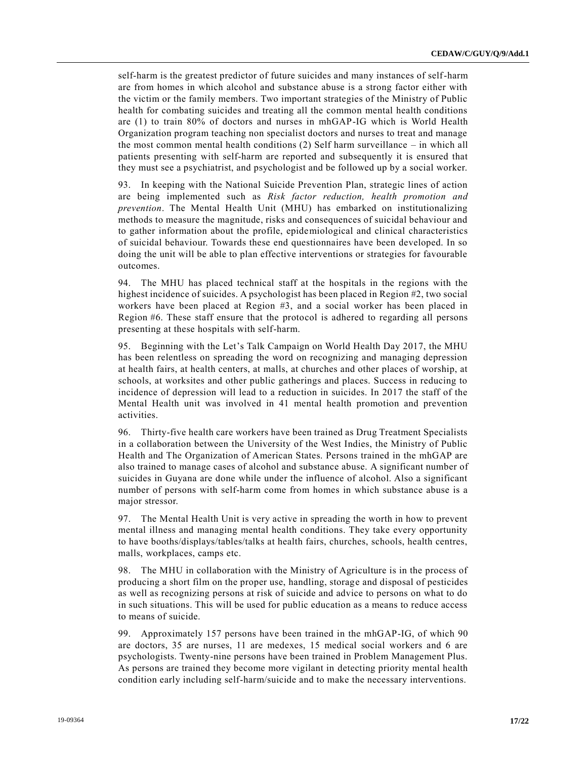self-harm is the greatest predictor of future suicides and many instances of self-harm are from homes in which alcohol and substance abuse is a strong factor either with the victim or the family members. Two important strategies of the Ministry of Public health for combating suicides and treating all the common mental health conditions are (1) to train 80% of doctors and nurses in mhGAP-IG which is World Health Organization program teaching non specialist doctors and nurses to treat and manage the most common mental health conditions (2) Self harm surveillance – in which all patients presenting with self-harm are reported and subsequently it is ensured that they must see a psychiatrist, and psychologist and be followed up by a social worker.

93. In keeping with the National Suicide Prevention Plan, strategic lines of action are being implemented such as *Risk factor reduction, health promotion and prevention*. The Mental Health Unit (MHU) has embarked on institutionalizing methods to measure the magnitude, risks and consequences of suicidal behaviour and to gather information about the profile, epidemiological and clinical characteristics of suicidal behaviour. Towards these end questionnaires have been developed. In so doing the unit will be able to plan effective interventions or strategies for favourable outcomes.

94. The MHU has placed technical staff at the hospitals in the regions with the highest incidence of suicides. A psychologist has been placed in Region #2, two social workers have been placed at Region #3, and a social worker has been placed in Region #6. These staff ensure that the protocol is adhered to regarding all persons presenting at these hospitals with self-harm.

95. Beginning with the Let's Talk Campaign on World Health Day 2017, the MHU has been relentless on spreading the word on recognizing and managing depression at health fairs, at health centers, at malls, at churches and other places of worship, at schools, at worksites and other public gatherings and places. Success in reducing to incidence of depression will lead to a reduction in suicides. In 2017 the staff of the Mental Health unit was involved in 41 mental health promotion and prevention activities.

96. Thirty-five health care workers have been trained as Drug Treatment Specialists in a collaboration between the University of the West Indies, the Ministry of Public Health and The Organization of American States. Persons trained in the mhGAP are also trained to manage cases of alcohol and substance abuse. A significant number of suicides in Guyana are done while under the influence of alcohol. Also a significant number of persons with self-harm come from homes in which substance abuse is a major stressor.

97. The Mental Health Unit is very active in spreading the worth in how to prevent mental illness and managing mental health conditions. They take every opportunity to have booths/displays/tables/talks at health fairs, churches, schools, health centres, malls, workplaces, camps etc.

98. The MHU in collaboration with the Ministry of Agriculture is in the process of producing a short film on the proper use, handling, storage and disposal of pesticides as well as recognizing persons at risk of suicide and advice to persons on what to do in such situations. This will be used for public education as a means to reduce access to means of suicide.

99. Approximately 157 persons have been trained in the mhGAP-IG, of which 90 are doctors, 35 are nurses, 11 are medexes, 15 medical social workers and 6 are psychologists. Twenty-nine persons have been trained in Problem Management Plus. As persons are trained they become more vigilant in detecting priority mental health condition early including self-harm/suicide and to make the necessary interventions.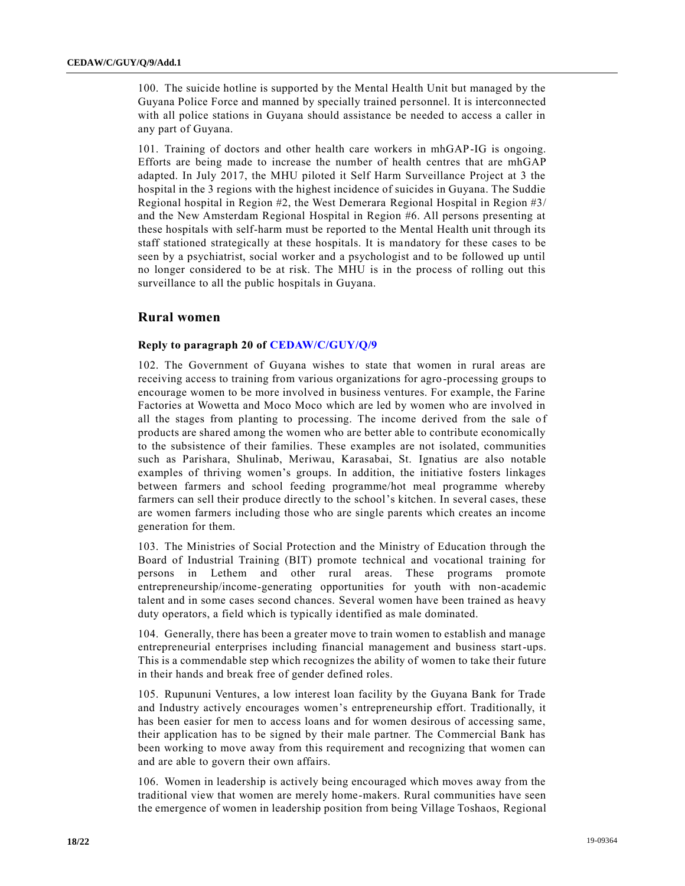100. The suicide hotline is supported by the Mental Health Unit but managed by the Guyana Police Force and manned by specially trained personnel. It is interconnected with all police stations in Guyana should assistance be needed to access a caller in any part of Guyana.

101. Training of doctors and other health care workers in mhGAP-IG is ongoing. Efforts are being made to increase the number of health centres that are mhGAP adapted. In July 2017, the MHU piloted it Self Harm Surveillance Project at 3 the hospital in the 3 regions with the highest incidence of suicides in Guyana. The Suddie Regional hospital in Region #2, the West Demerara Regional Hospital in Region #3/ and the New Amsterdam Regional Hospital in Region #6. All persons presenting at these hospitals with self-harm must be reported to the Mental Health unit through its staff stationed strategically at these hospitals. It is mandatory for these cases to be seen by a psychiatrist, social worker and a psychologist and to be followed up until no longer considered to be at risk. The MHU is in the process of rolling out this surveillance to all the public hospitals in Guyana.

## Rural women

### Reply to paragraph 20 of CEDAW/C/GUY/Q/9

102. The Government of Guyana wishes to state that women in rural areas are receiving access to training from various organizations for agro-processing groups to encourage women to be more involved in business ventures. For example, the Farine Factories at Wowetta and Moco Moco which are led by women who are involved in all the stages from planting to processing. The income derived from the sale of products are shared among the women who are better able to contribute economically to the subsistence of their families. These examples are not isolated, communities such as Parishara, Shulinab, Meriwau, Karasabai, St. Ignatius are also notable examples of thriving women's groups. In addition, the initiative fosters linkages between farmers and school feeding programme/hot meal programme whereby farmers can sell their produce directly to the school's kitchen. In several cases, these are women farmers including those who are single parents which creates an income generation for them.

103. The Ministries of Social Protection and the Ministry of Education through the Board of Industrial Training (BIT) promote technical and vocational training for persons in Lethem and other rural areas. These programs promote entrepreneurship/income-generating opportunities for youth with non-academic talent and in some cases second chances. Several women have been trained as heavy duty operators, a field which is typically identified as male dominated.

104. Generally, there has been a greater move to train women to establish and manage entrepreneurial enterprises including financial management and business start-ups. This is a commendable step which recognizes the ability of women to take their future in their hands and break free of gender defined roles.

105. Rupununi Ventures, a low interest loan facility by the Guyana Bank for Trade and Industry actively encourages women's entrepreneurship effort. Traditionally, it has been easier for men to access loans and for women desirous of accessing same, their application has to be signed by their male partner. The Commercial Bank has been working to move away from this requirement and recognizing that women can and are able to govern their own affairs.

106. Women in leadership is actively being encouraged which moves away from the traditional view that women are merely home-makers. Rural communities have seen the emergence of women in leadership position from being Village Toshaos, Regional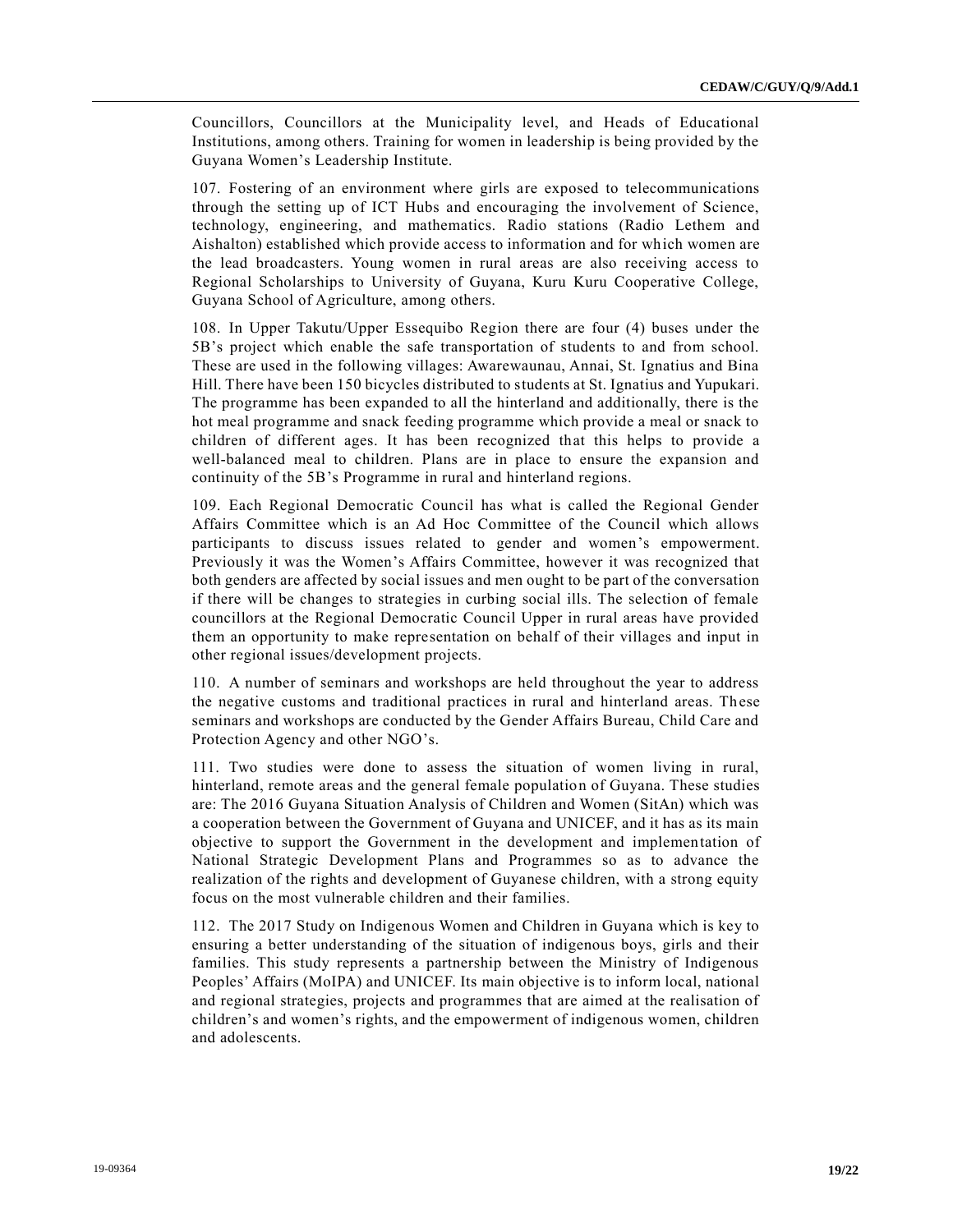Councillors, Councillors at the Municipality level, and Heads of Educational Institutions, among others. Training for women in leadership is being provided by the Guyana Women's Leadership Institute.

107. Fostering of an environment where girls are exposed to telecommunications through the setting up of ICT Hubs and encouraging the involvement of Science, technology, engineering, and mathematics. Radio stations (Radio Lethem and Aishalton) established which provide access to information and for which women are the lead broadcasters. Young women in rural areas are also receiving access to Regional Scholarships to University of Guyana, Kuru Kuru Cooperative College, Guyana School of Agriculture, among others.

108. In Upper Takutu/Upper Essequibo Region there are four (4) buses under the 5B's project which enable the safe transportation of students to and from school. These are used in the following villages: Awarewaunau, Annai, St. Ignatius and Bina Hill. There have been 150 bicycles distributed to students at St. Ignatius and Yupukari. The programme has been expanded to all the hinterland and additionally, there is the hot meal programme and snack feeding programme which provide a meal or snack to children of different ages. It has been recognized that this helps to provide a well-balanced meal to children. Plans are in place to ensure the expansion and continuity of the 5B's Programme in rural and hinterland regions.

109. Each Regional Democratic Council has what is called the Regional Gender Affairs Committee which is an Ad Hoc Committee of the Council which allows participants to discuss issues related to gender and women's empowerment. Previously it was the Women's Affairs Committee, however it was recognized that both genders are affected by social issues and men ought to be part of the conversation if there will be changes to strategies in curbing social ills. The selection of female councillors at the Regional Democratic Council Upper in rural areas have provided them an opportunity to make representation on behalf of their villages and input in other regional issues/development projects.

110. A number of seminars and workshops are held throughout the year to address the negative customs and traditional practices in rural and hinterland areas. These seminars and workshops are conducted by the Gender Affairs Bureau, Child Care and Protection Agency and other NGO's.

111. Two studies were done to assess the situation of women living in rural, hinterland, remote areas and the general female population of Guyana. These studies are: The 2016 Guyana Situation Analysis of Children and Women (SitAn) which was a cooperation between the Government of Guyana and UNICEF, and it has as its main objective to support the Government in the development and implementation of National Strategic Development Plans and Programmes so as to advance the realization of the rights and development of Guyanese children, with a strong equity focus on the most vulnerable children and their families.

112. The 2017 Study on Indigenous Women and Children in Guyana which is key to ensuring a better understanding of the situation of indigenous boys, girls and their families. This study represents a partnership between the Ministry of Indigenous Peoples' Affairs (MoIPA) and UNICEF. Its main objective is to inform local, national and regional strategies, projects and programmes that are aimed at the realisation of children's and women's rights, and the empowerment of indigenous women, children and adolescents.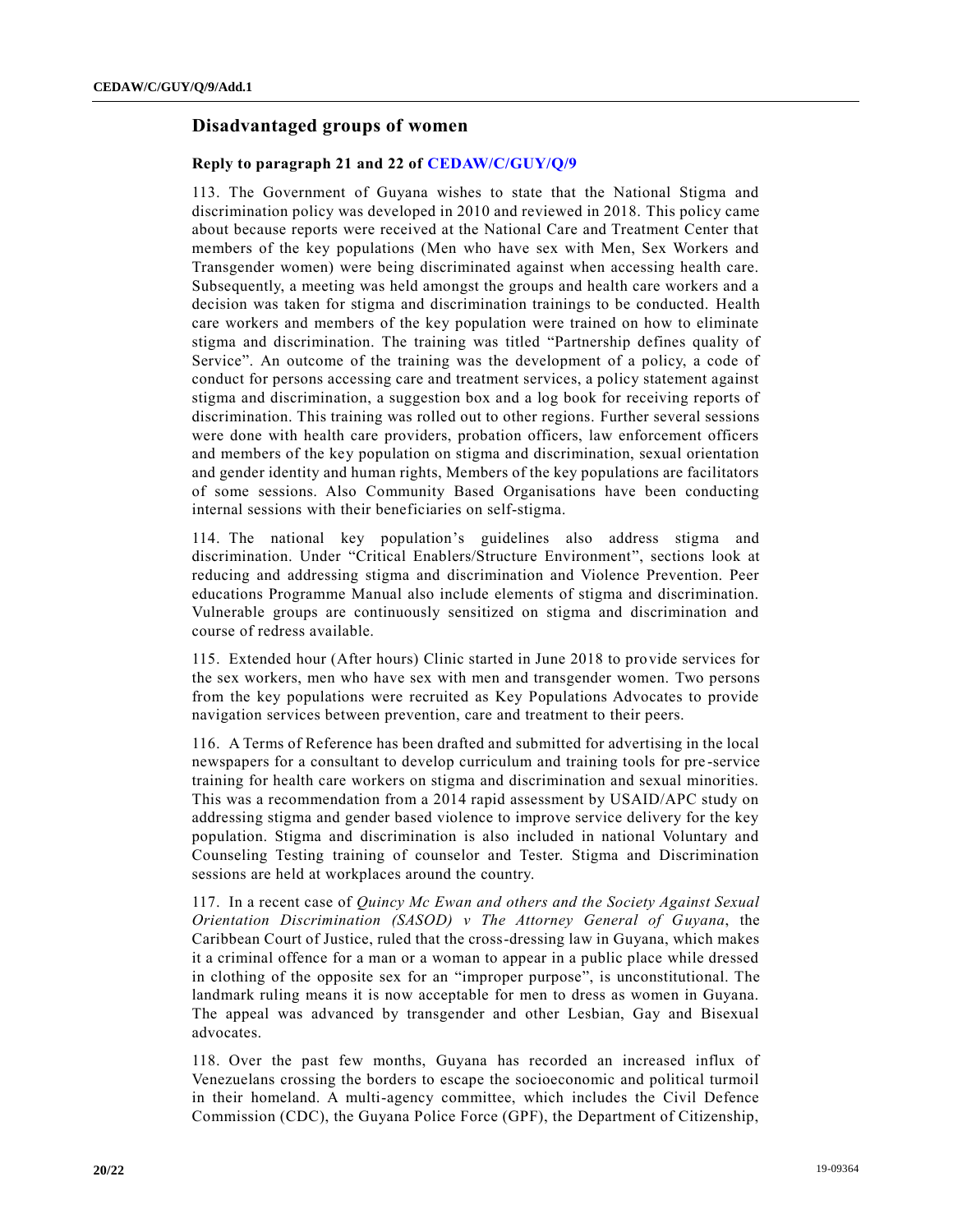## Disadvantaged groups of women

### Reply to paragraph 21 and 22 of CEDAW/C/GUY/Q/9

113. The Government of Guyana wishes to state that the National Stigma and discrimination policy was developed in 2010 and reviewed in 2018. This policy came about because reports were received at the National Care and Treatment Center that members of the key populations (Men who have sex with Men, Sex Workers and Transgender women) were being discriminated against when accessing health care. Subsequently, a meeting was held amongst the groups and health care workers and a decision was taken for stigma and discrimination trainings to be conducted. Health care workers and members of the key population were trained on how to eliminate stigma and discrimination. The training was titled "Partnership defines quality of Service". An outcome of the training was the development of a policy, a code of conduct for persons accessing care and treatment services, a policy statement against stigma and discrimination, a suggestion box and a log book for receiving reports of discrimination. This training was rolled out to other regions. Further several sessions were done with health care providers, probation officers, law enforcement officers and members of the key population on stigma and discrimination, sexual orientation and gender identity and human rights, Members of the key populations are facilitators of some sessions. Also Community Based Organisations have been conducting internal sessions with their beneficiaries on self-stigma.

114. The national key population's guidelines also address stigma and discrimination. Under "Critical Enablers/Structure Environment", sections look at reducing and addressing stigma and discrimination and Violence Prevention. Peer educations Programme Manual also include elements of stigma and discrimination. Vulnerable groups are continuously sensitized on stigma and discrimination and course of redress available.

115. Extended hour (After hours) Clinic started in June 2018 to provide services for the sex workers, men who have sex with men and transgender women. Two persons from the key populations were recruited as Key Populations Advocates to provide navigation services between prevention, care and treatment to their peers.

116. A Terms of Reference has been drafted and submitted for advertising in the local newspapers for a consultant to develop curriculum and training tools for pre-service training for health care workers on stigma and discrimination and sexual minorities. This was a recommendation from a 2014 rapid assessment by USAID/APC study on addressing stigma and gender based violence to improve service delivery for the key population. Stigma and discrimination is also included in national Voluntary and Counseling Testing training of counselor and Tester. Stigma and Discrimination sessions are held at workplaces around the country.

117. In a recent case of *Quincy Mc Ewan and others and the Society Against Sexual Orientation Discrimination (SASOD) v The Attorney General of Guyana*, the Caribbean Court of Justice, ruled that the cross-dressing law in Guyana, which makes it a criminal offence for a man or a woman to appear in a public place while dressed in clothing of the opposite sex for an "improper purpose", is unconstitutional. The landmark ruling means it is now acceptable for men to dress as women in Guyana. The appeal was advanced by transgender and other Lesbian, Gay and Bisexual advocates.

118. Over the past few months, Guyana has recorded an increased influx of Venezuelans crossing the borders to escape the socioeconomic and political turmoil in their homeland. A multi-agency committee, which includes the Civil Defence Commission (CDC), the Guyana Police Force (GPF), the Department of Citizenship,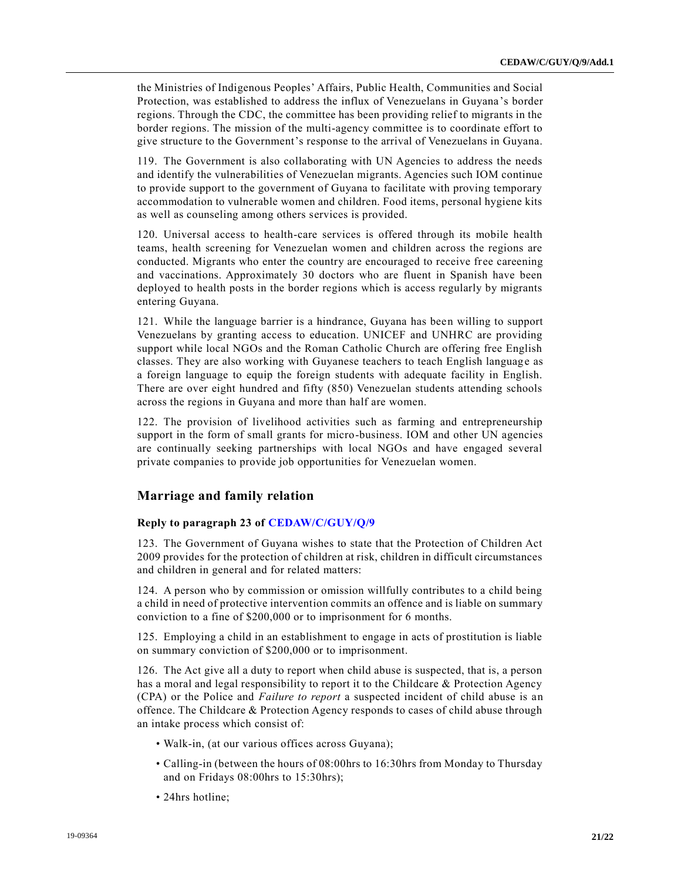the Ministries of Indigenous Peoples' Affairs, Public Health, Communities and Social Protection, was established to address the influx of Venezuelans in Guyana's border regions. Through the CDC, the committee has been providing relief to migrants in the border regions. The mission of the multi-agency committee is to coordinate effort to give structure to the Government's response to the arrival of Venezuelans in Guyana.

119. The Government is also collaborating with UN Agencies to address the needs and identify the vulnerabilities of Venezuelan migrants. Agencies such IOM continue to provide support to the government of Guyana to facilitate with proving temporary accommodation to vulnerable women and children. Food items, personal hygiene kits as well as counseling among others services is provided.

120. Universal access to health-care services is offered through its mobile health teams, health screening for Venezuelan women and children across the regions are conducted. Migrants who enter the country are encouraged to receive free careening and vaccinations. Approximately 30 doctors who are fluent in Spanish have been deployed to health posts in the border regions which is access regularly by migrants entering Guyana.

121. While the language barrier is a hindrance, Guyana has been willing to support Venezuelans by granting access to education. UNICEF and UNHRC are providing support while local NGOs and the Roman Catholic Church are offering free English classes. They are also working with Guyanese teachers to teach English language as a foreign language to equip the foreign students with adequate facility in English. There are over eight hundred and fifty (850) Venezuelan students attending schools across the regions in Guyana and more than half are women.

122. The provision of livelihood activities such as farming and entrepreneurship support in the form of small grants for micro-business. IOM and other UN agencies are continually seeking partnerships with local NGOs and have engaged several private companies to provide job opportunities for Venezuelan women.

## Marriage and family relation

#### Reply to paragraph 23 of CEDAW/C/GUY/Q/9

123. The Government of Guyana wishes to state that the Protection of Children Act 2009 provides for the protection of children at risk, children in difficult circumstances and children in general and for related matters:

124. A person who by commission or omission willfully contributes to a child being a child in need of protective intervention commits an offence and is liable on summary conviction to a fine of $200,000 or to imprisonment for 6 months.

125. Employing a child in an establishment to engage in acts of prostitution is liable on summary conviction of $200,000 or to imprisonment.

126. The Act give all a duty to report when child abuse is suspected, that is, a person has a moral and legal responsibility to report it to the Childcare & Protection Agency (CPA) or the Police and *Failure to report* a suspected incident of child abuse is an offence. The Childcare & Protection Agency responds to cases of child abuse through an intake process which consist of:

- Walk-in, (at our various offices across Guyana);
- Calling-in (between the hours of 08:00hrs to 16:30hrs from Monday to Thursday and on Fridays 08:00hrs to 15:30hrs);
- 24hrs hotline;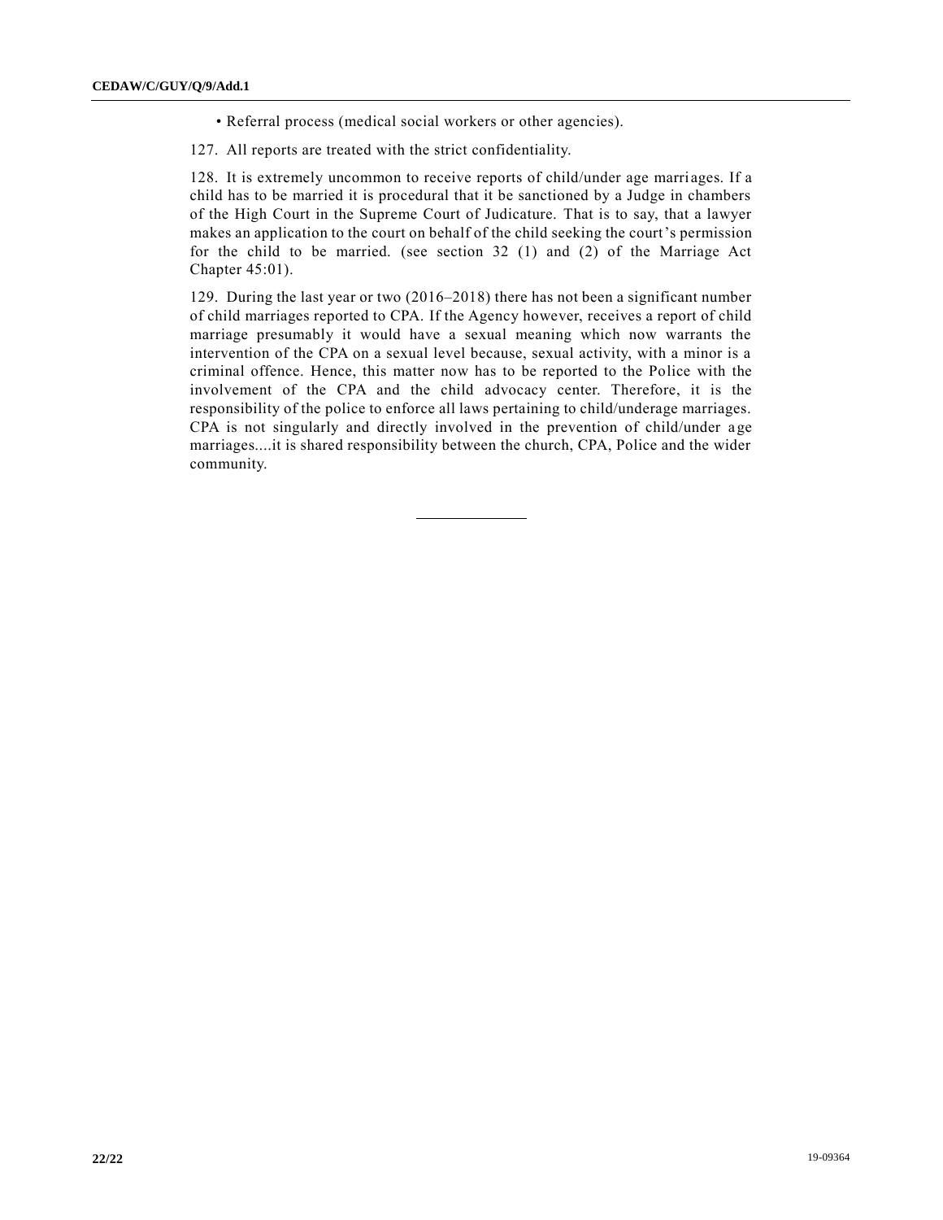- Referral process (medical social workers or other agencies).

127. All reports are treated with the strict confidentiality.

128. It is extremely uncommon to receive reports of child/under age marriages. If a child has to be married it is procedural that it be sanctioned by a Judge in chambers of the High Court in the Supreme Court of Judicature. That is to say, that a lawyer makes an application to the court on behalf of the child seeking the court's permission for the child to be married. (see section 32 (1) and (2) of the Marriage Act Chapter 45:01).

129. During the last year or two (2016–2018) there has not been a significant number of child marriages reported to CPA. If the Agency however, receives a report of child marriage presumably it would have a sexual meaning which now warrants the intervention of the CPA on a sexual level because, sexual activity, with a minor is a criminal offence. Hence, this matter now has to be reported to the Police with the involvement of the CPA and the child advocacy center. Therefore, it is the responsibility of the police to enforce all laws pertaining to child/underage marriages. CPA is not singularly and directly involved in the prevention of child/under age marriages....it is shared responsibility between the church, CPA, Police and the wider community.